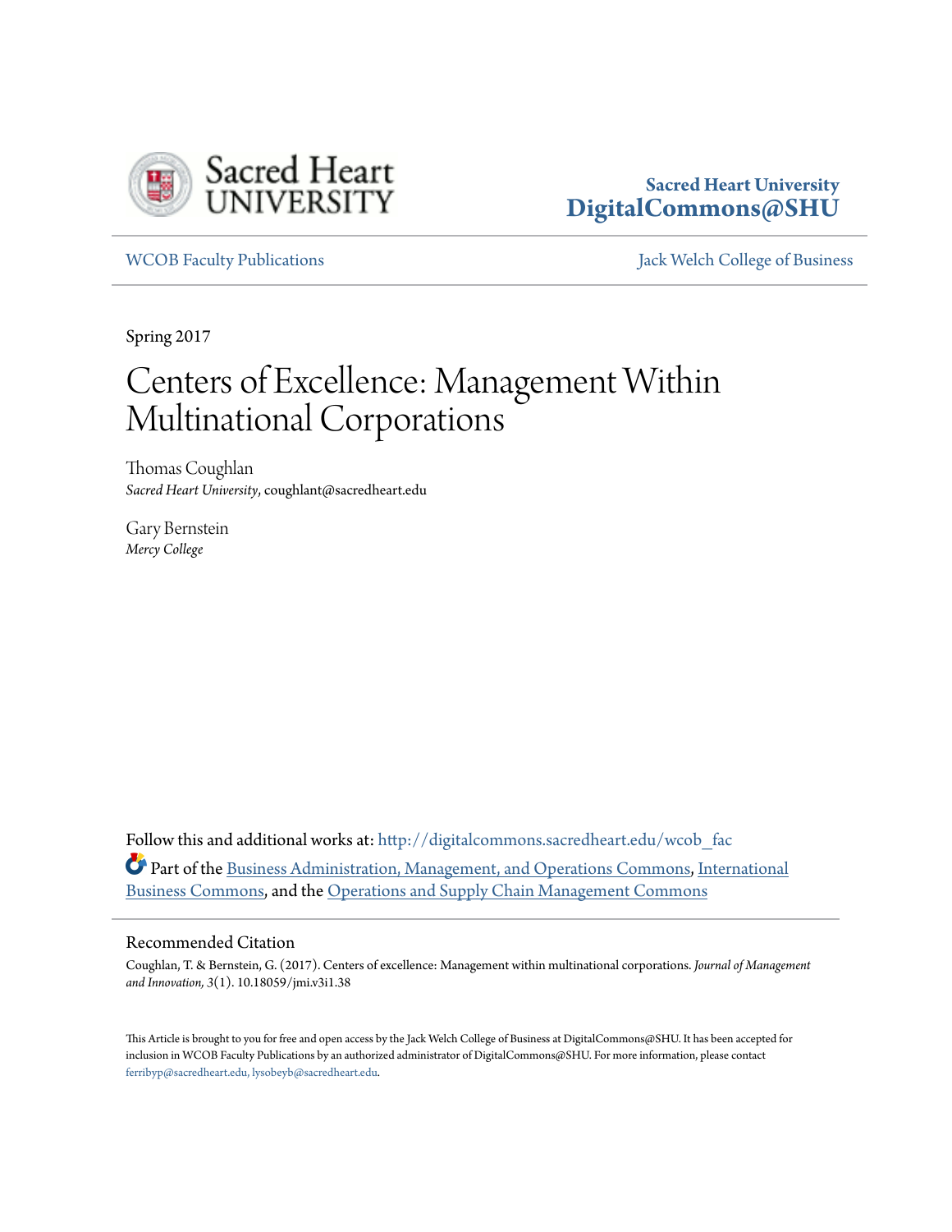Sacred Heart University
**DigitalCommons@SHU**

WCOB Faculty Publications | Jack Welch College of Business

Spring 2017

# Centers of Excellence: Management Within Multinational Corporations

Thomas Coughlan
*Sacred Heart University*, coughlant@sacredheart.edu

Gary Bernstein
*Mercy College*

Follow this and additional works at: http://digitalcommons.sacredheart.edu/wcob_fac

Part of the Business Administration, Management, and Operations Commons, International Business Commons, and the Operations and Supply Chain Management Commons

## Recommended Citation

Coughlan, T. & Bernstein, G. (2017). Centers of excellence: Management within multinational corporations. *Journal of Management and Innovation, 3*(1). 10.18059/jmi.v3i1.38

This Article is brought to you for free and open access by the Jack Welch College of Business at DigitalCommons@SHU. It has been accepted for inclusion in WCOB Faculty Publications by an authorized administrator of DigitalCommons@SHU. For more information, please contact ferribyp@sacredheart.edu, lysobeyb@sacredheart.edu.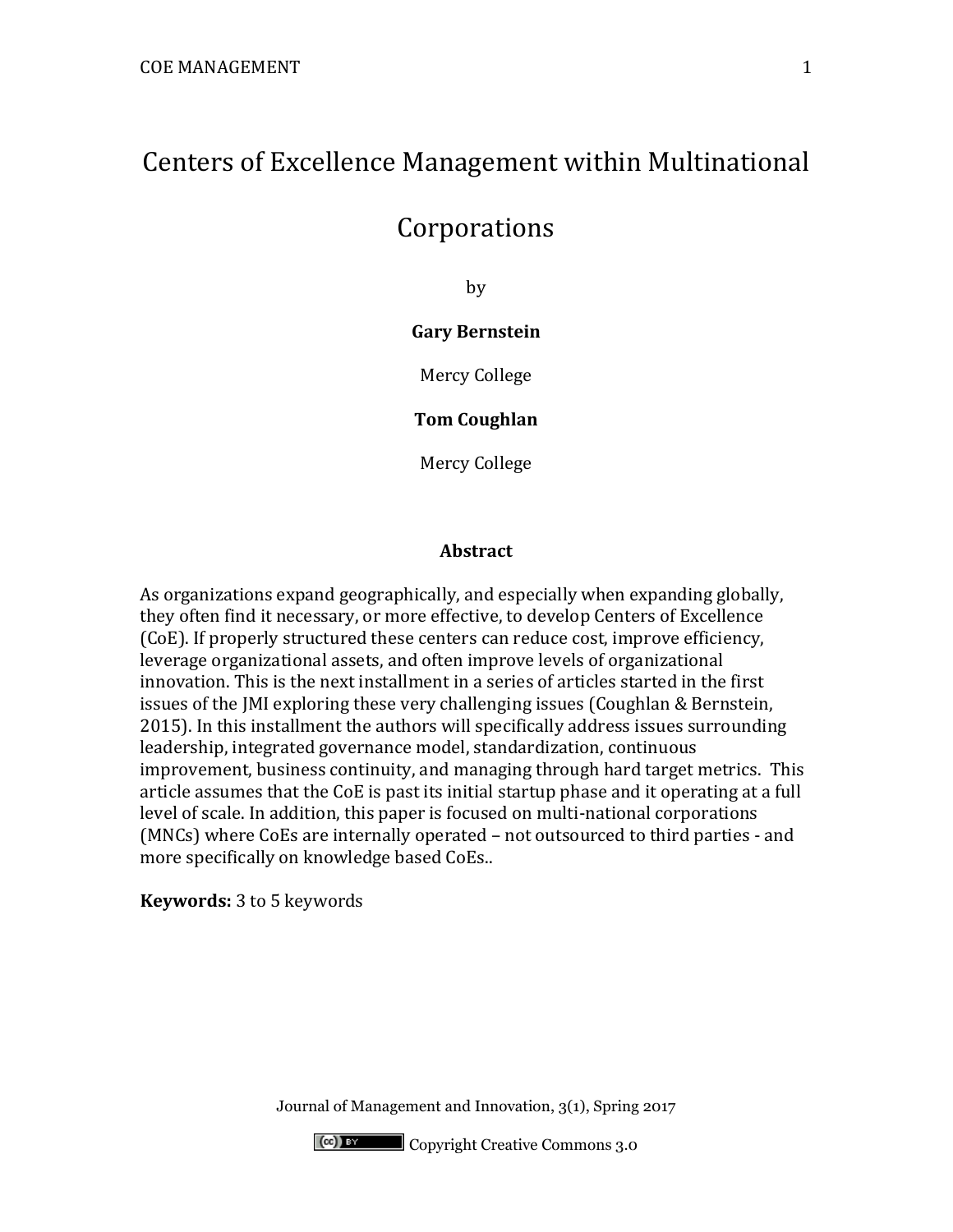# Centers of Excellence Management within Multinational Corporations

by

**Gary Bernstein**

Mercy College

**Tom Coughlan**

Mercy College

## Abstract

As organizations expand geographically, and especially when expanding globally, they often find it necessary, or more effective, to develop Centers of Excellence (CoE). If properly structured these centers can reduce cost, improve efficiency, leverage organizational assets, and often improve levels of organizational innovation. This is the next installment in a series of articles started in the first issues of the JMI exploring these very challenging issues (Coughlan & Bernstein, 2015). In this installment the authors will specifically address issues surrounding leadership, integrated governance model, standardization, continuous improvement, business continuity, and managing through hard target metrics. This article assumes that the CoE is past its initial startup phase and it operating at a full level of scale. In addition, this paper is focused on multi-national corporations (MNCs) where CoEs are internally operated – not outsourced to third parties - and more specifically on knowledge based CoEs..

**Keywords:** 3 to 5 keywords

Journal of Management and Innovation, 3(1), Spring 2017

Copyright Creative Commons 3.0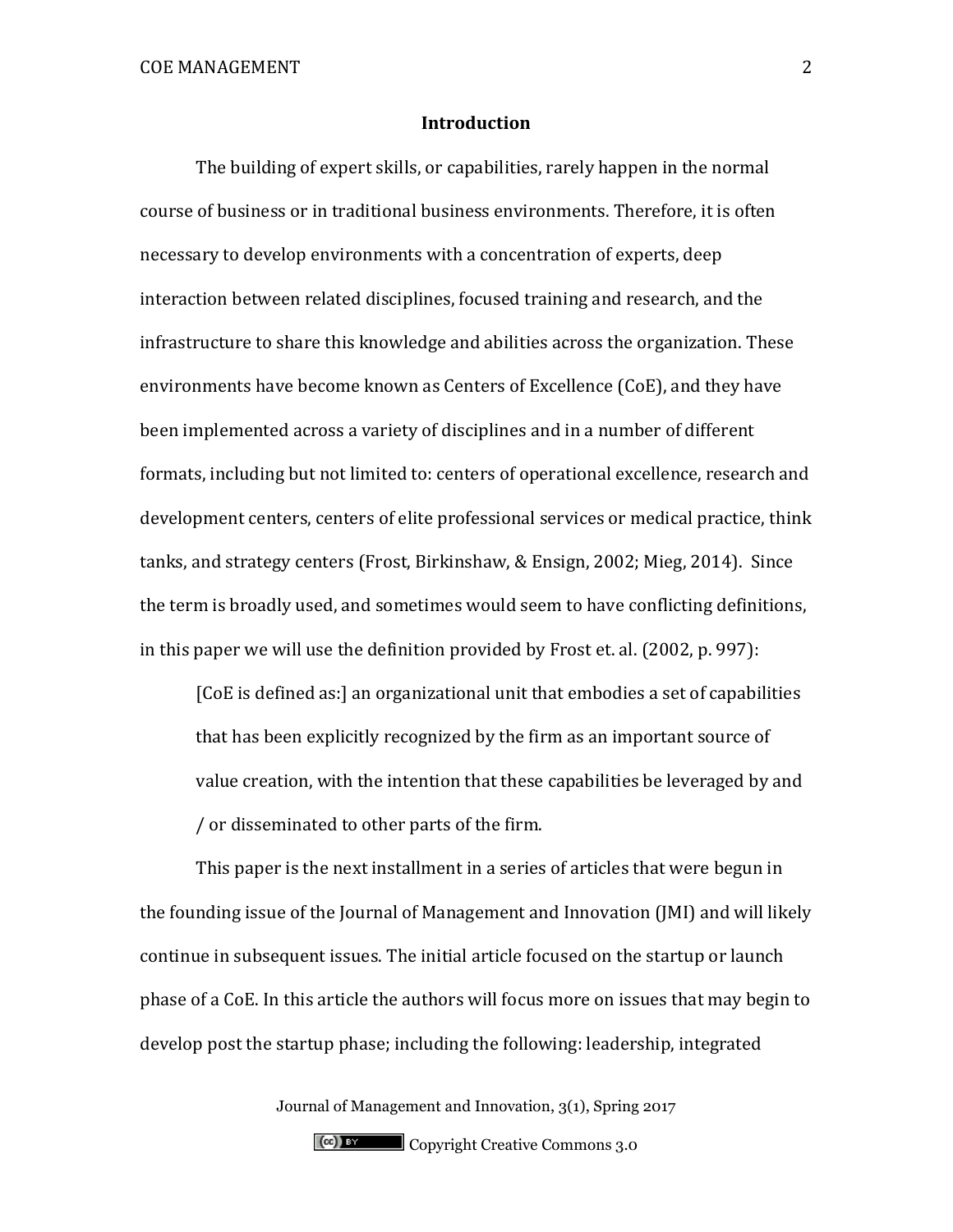## Introduction

The building of expert skills, or capabilities, rarely happen in the normal course of business or in traditional business environments. Therefore, it is often necessary to develop environments with a concentration of experts, deep interaction between related disciplines, focused training and research, and the infrastructure to share this knowledge and abilities across the organization. These environments have become known as Centers of Excellence (CoE), and they have been implemented across a variety of disciplines and in a number of different formats, including but not limited to: centers of operational excellence, research and development centers, centers of elite professional services or medical practice, think tanks, and strategy centers (Frost, Birkinshaw, & Ensign, 2002; Mieg, 2014). Since the term is broadly used, and sometimes would seem to have conflicting definitions, in this paper we will use the definition provided by Frost et. al. (2002, p. 997):

> [CoE is defined as:] an organizational unit that embodies a set of capabilities that has been explicitly recognized by the firm as an important source of value creation, with the intention that these capabilities be leveraged by and / or disseminated to other parts of the firm.

This paper is the next installment in a series of articles that were begun in the founding issue of the Journal of Management and Innovation (JMI) and will likely continue in subsequent issues. The initial article focused on the startup or launch phase of a CoE. In this article the authors will focus more on issues that may begin to develop post the startup phase; including the following: leadership, integrated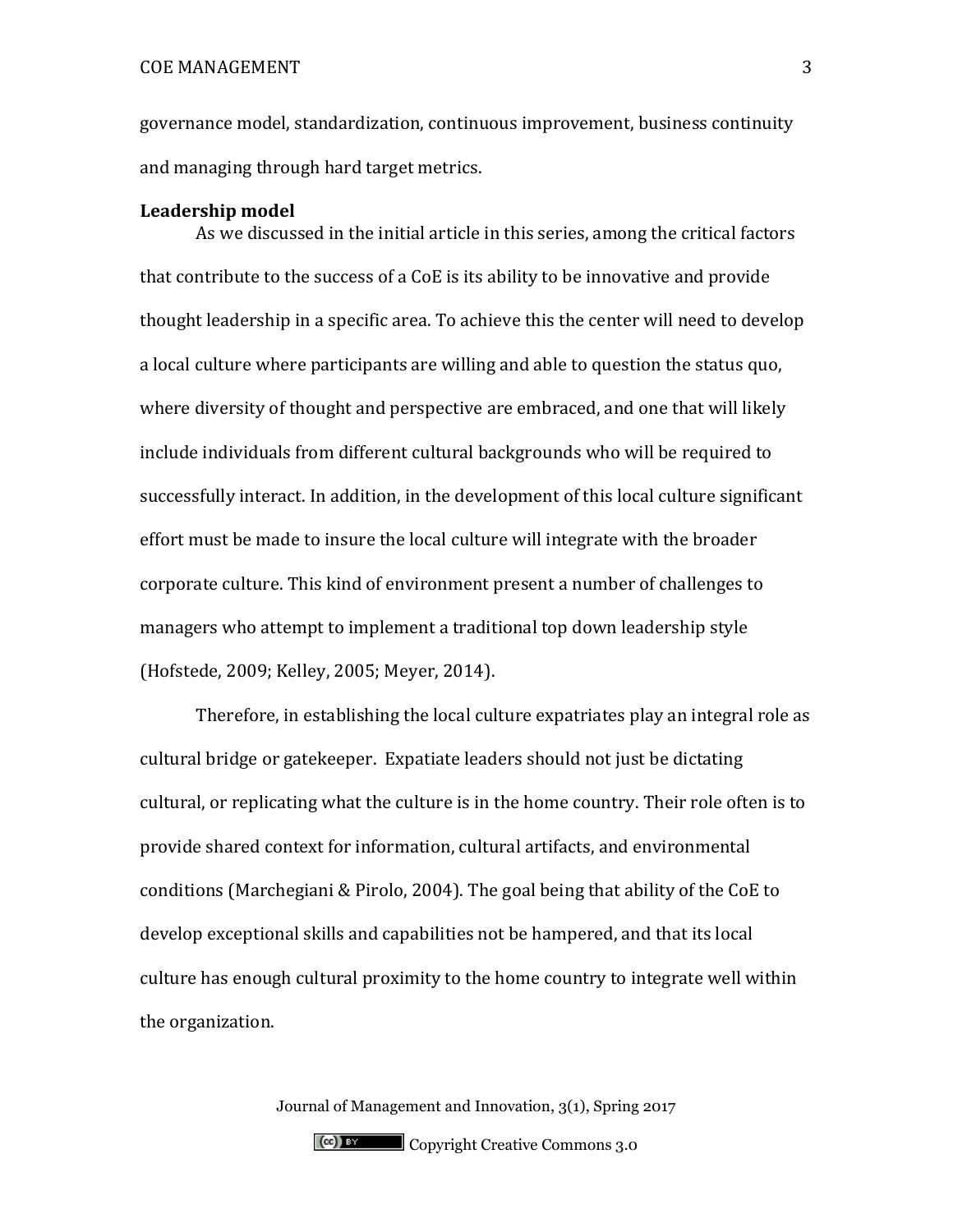governance model, standardization, continuous improvement, business continuity and managing through hard target metrics.

**Leadership model**

As we discussed in the initial article in this series, among the critical factors that contribute to the success of a CoE is its ability to be innovative and provide thought leadership in a specific area. To achieve this the center will need to develop a local culture where participants are willing and able to question the status quo, where diversity of thought and perspective are embraced, and one that will likely include individuals from different cultural backgrounds who will be required to successfully interact. In addition, in the development of this local culture significant effort must be made to insure the local culture will integrate with the broader corporate culture. This kind of environment present a number of challenges to managers who attempt to implement a traditional top down leadership style (Hofstede, 2009; Kelley, 2005; Meyer, 2014).

Therefore, in establishing the local culture expatriates play an integral role as cultural bridge or gatekeeper. Expatiate leaders should not just be dictating cultural, or replicating what the culture is in the home country. Their role often is to provide shared context for information, cultural artifacts, and environmental conditions (Marchegiani & Pirolo, 2004). The goal being that ability of the CoE to develop exceptional skills and capabilities not be hampered, and that its local culture has enough cultural proximity to the home country to integrate well within the organization.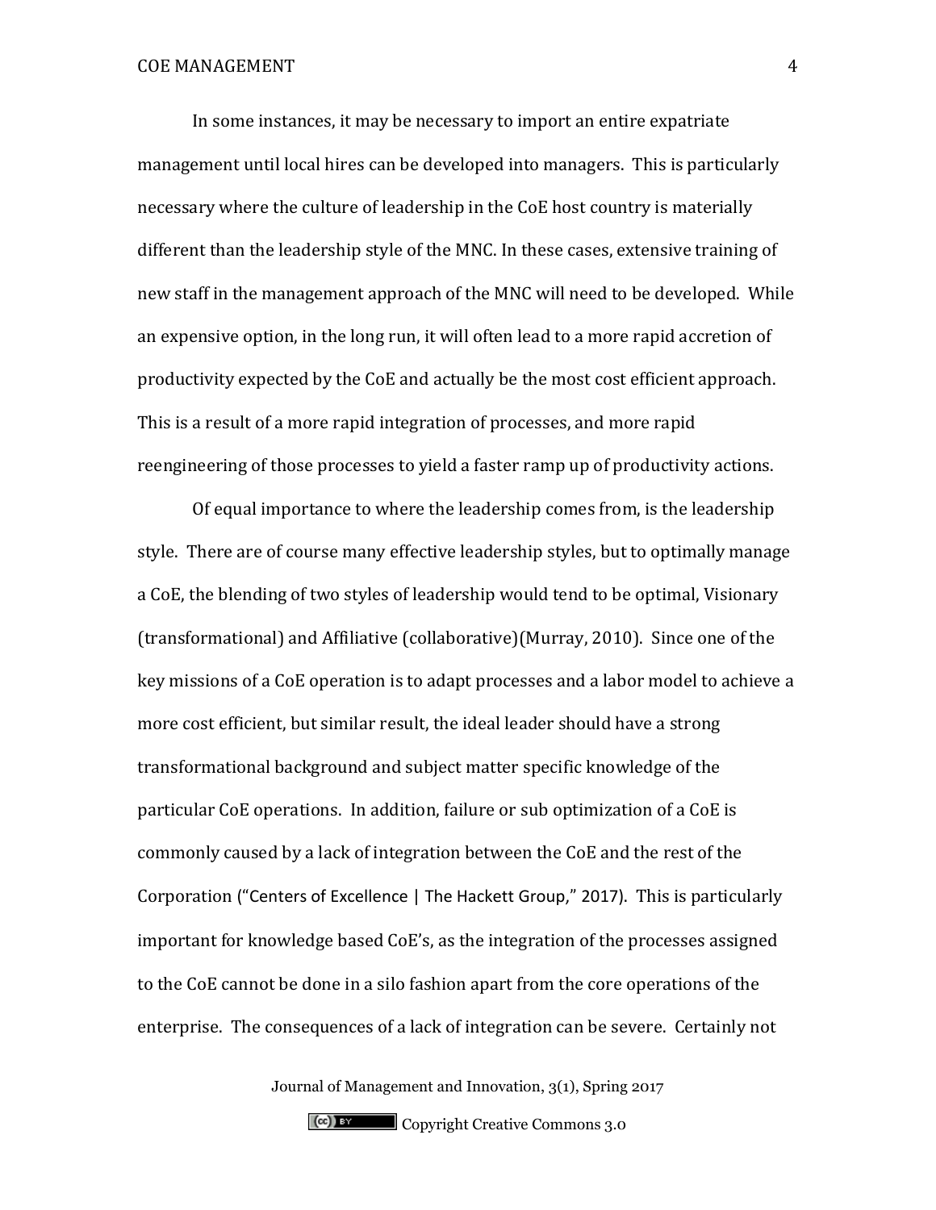In some instances, it may be necessary to import an entire expatriate management until local hires can be developed into managers. This is particularly necessary where the culture of leadership in the CoE host country is materially different than the leadership style of the MNC. In these cases, extensive training of new staff in the management approach of the MNC will need to be developed. While an expensive option, in the long run, it will often lead to a more rapid accretion of productivity expected by the CoE and actually be the most cost efficient approach. This is a result of a more rapid integration of processes, and more rapid reengineering of those processes to yield a faster ramp up of productivity actions.

Of equal importance to where the leadership comes from, is the leadership style. There are of course many effective leadership styles, but to optimally manage a CoE, the blending of two styles of leadership would tend to be optimal, Visionary (transformational) and Affiliative (collaborative)(Murray, 2010). Since one of the key missions of a CoE operation is to adapt processes and a labor model to achieve a more cost efficient, but similar result, the ideal leader should have a strong transformational background and subject matter specific knowledge of the particular CoE operations. In addition, failure or sub optimization of a CoE is commonly caused by a lack of integration between the CoE and the rest of the Corporation ("Centers of Excellence | The Hackett Group," 2017). This is particularly important for knowledge based CoE's, as the integration of the processes assigned to the CoE cannot be done in a silo fashion apart from the core operations of the enterprise. The consequences of a lack of integration can be severe. Certainly not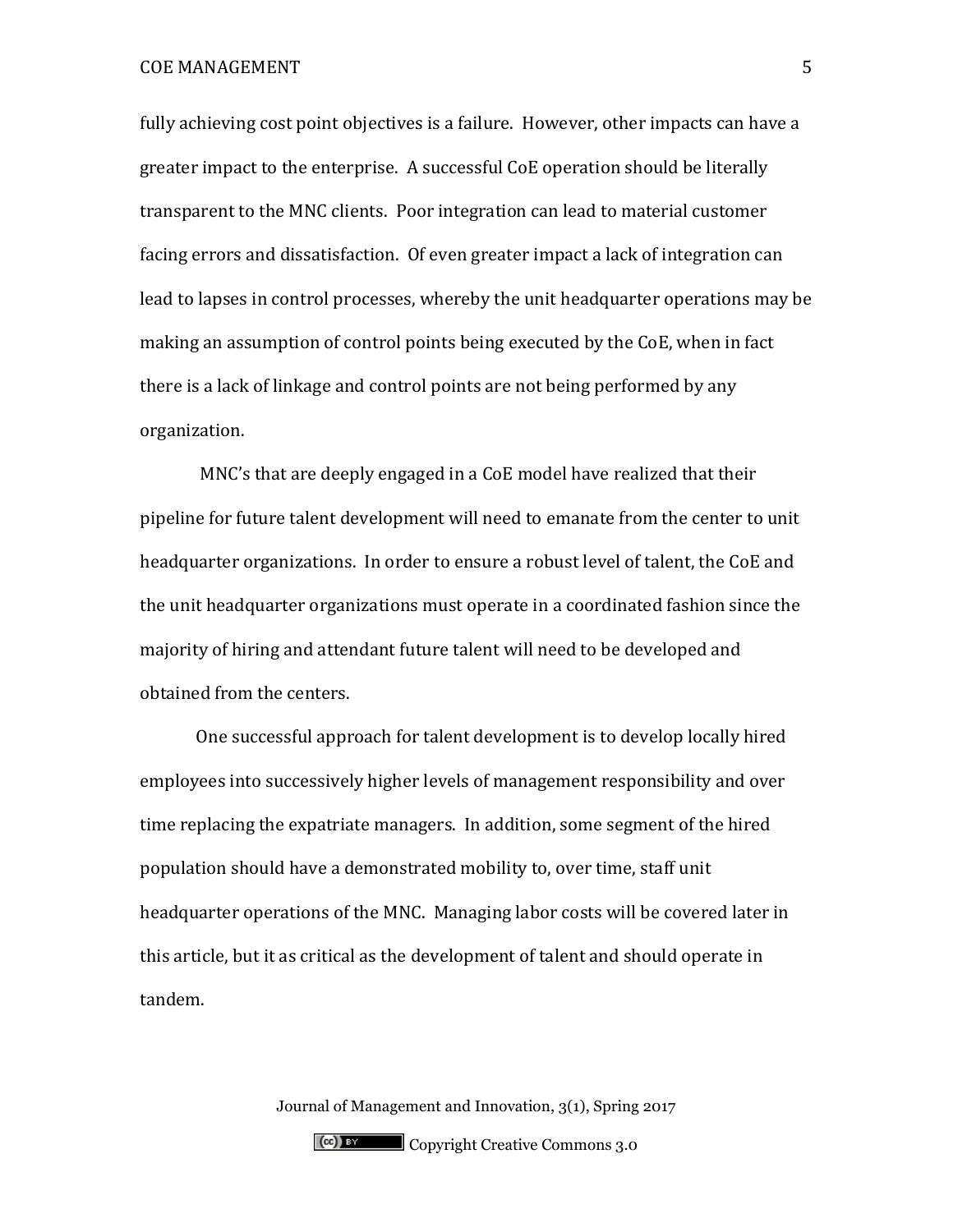fully achieving cost point objectives is a failure. However, other impacts can have a greater impact to the enterprise. A successful CoE operation should be literally transparent to the MNC clients. Poor integration can lead to material customer facing errors and dissatisfaction. Of even greater impact a lack of integration can lead to lapses in control processes, whereby the unit headquarter operations may be making an assumption of control points being executed by the CoE, when in fact there is a lack of linkage and control points are not being performed by any organization.

MNC's that are deeply engaged in a CoE model have realized that their pipeline for future talent development will need to emanate from the center to unit headquarter organizations. In order to ensure a robust level of talent, the CoE and the unit headquarter organizations must operate in a coordinated fashion since the majority of hiring and attendant future talent will need to be developed and obtained from the centers.

One successful approach for talent development is to develop locally hired employees into successively higher levels of management responsibility and over time replacing the expatriate managers. In addition, some segment of the hired population should have a demonstrated mobility to, over time, staff unit headquarter operations of the MNC. Managing labor costs will be covered later in this article, but it as critical as the development of talent and should operate in tandem.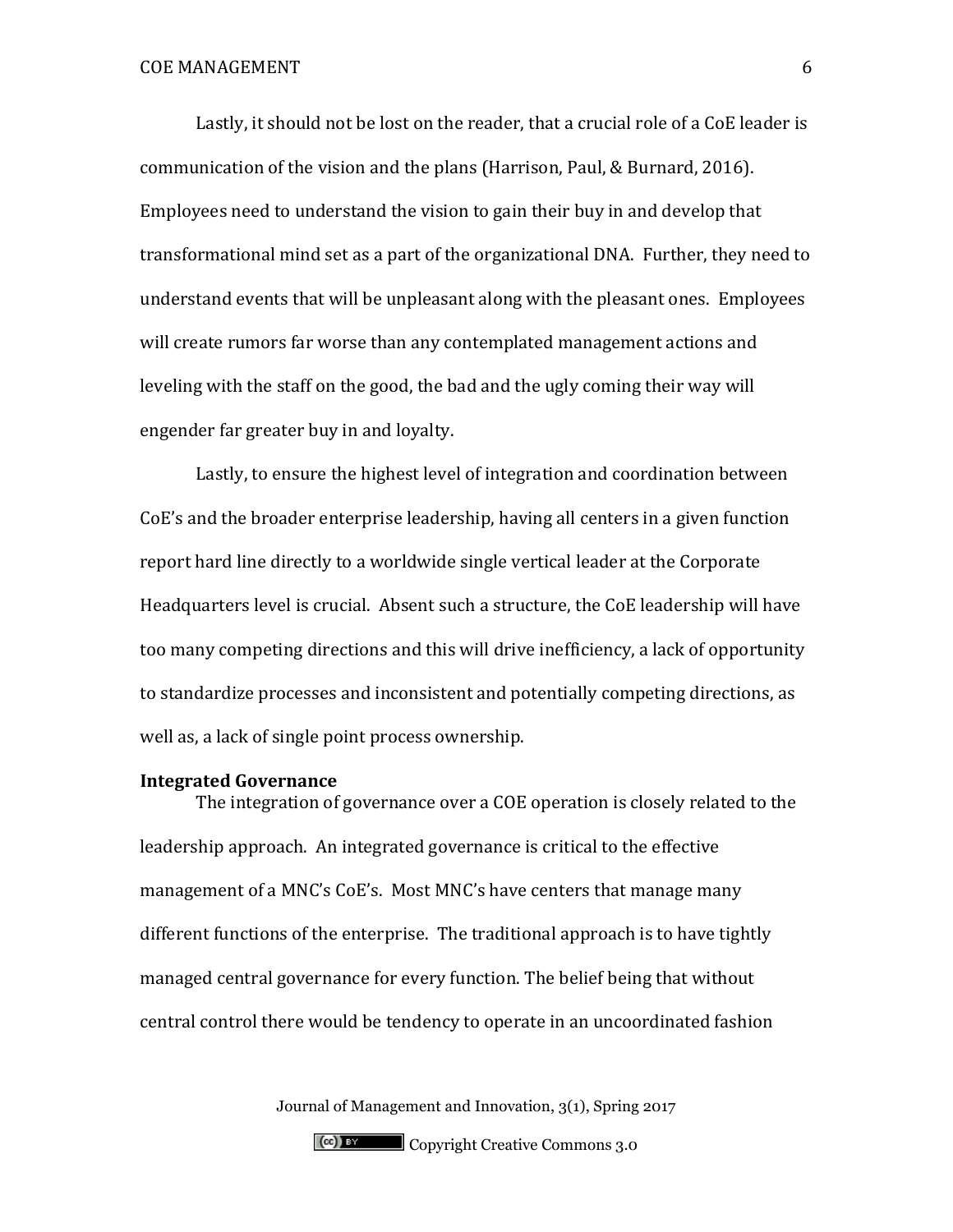Lastly, it should not be lost on the reader, that a crucial role of a CoE leader is communication of the vision and the plans (Harrison, Paul, & Burnard, 2016). Employees need to understand the vision to gain their buy in and develop that transformational mind set as a part of the organizational DNA. Further, they need to understand events that will be unpleasant along with the pleasant ones. Employees will create rumors far worse than any contemplated management actions and leveling with the staff on the good, the bad and the ugly coming their way will engender far greater buy in and loyalty.

Lastly, to ensure the highest level of integration and coordination between CoE's and the broader enterprise leadership, having all centers in a given function report hard line directly to a worldwide single vertical leader at the Corporate Headquarters level is crucial. Absent such a structure, the CoE leadership will have too many competing directions and this will drive inefficiency, a lack of opportunity to standardize processes and inconsistent and potentially competing directions, as well as, a lack of single point process ownership.

**Integrated Governance**

The integration of governance over a COE operation is closely related to the leadership approach. An integrated governance is critical to the effective management of a MNC's CoE's. Most MNC's have centers that manage many different functions of the enterprise. The traditional approach is to have tightly managed central governance for every function. The belief being that without central control there would be tendency to operate in an uncoordinated fashion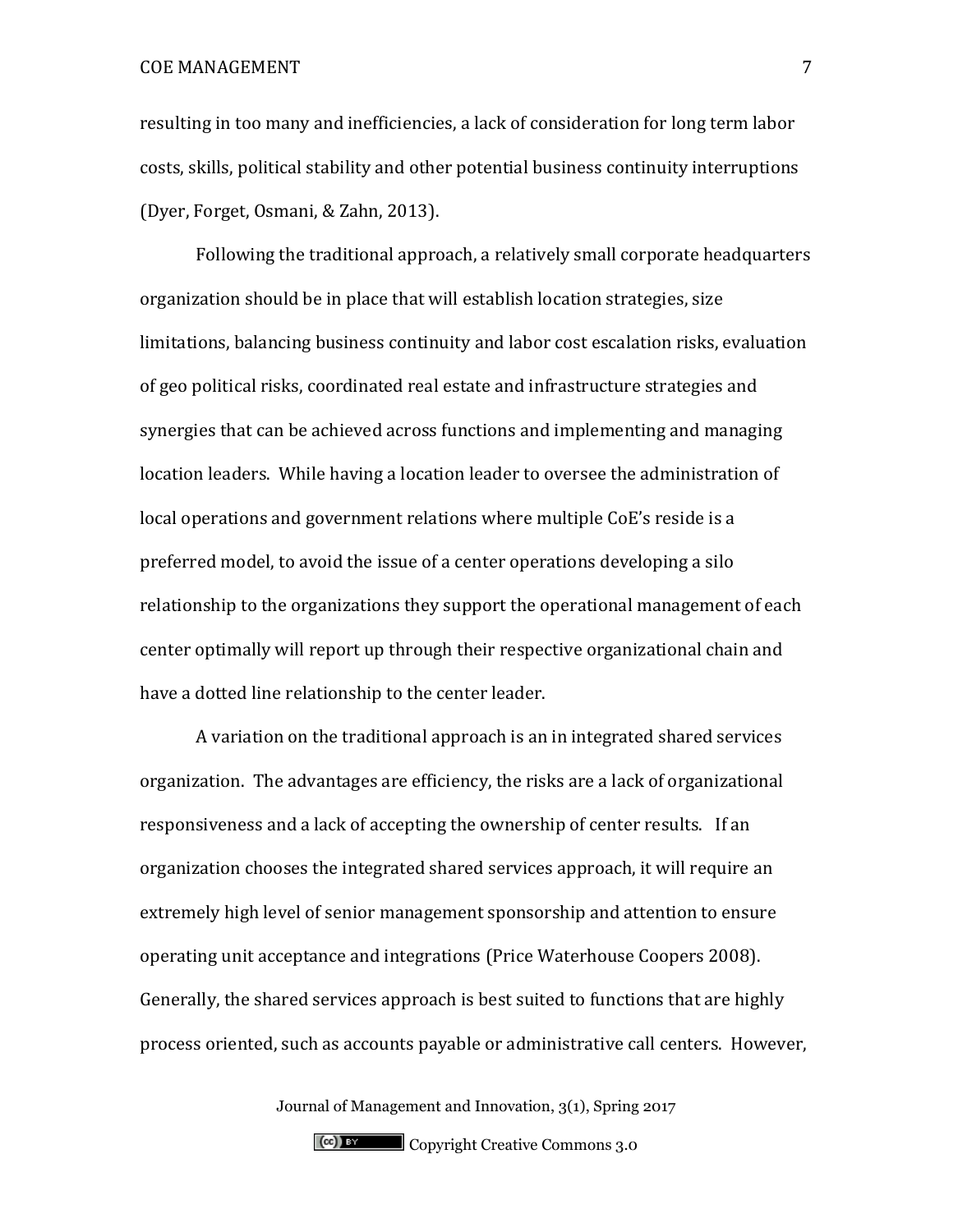resulting in too many and inefficiencies, a lack of consideration for long term labor costs, skills, political stability and other potential business continuity interruptions (Dyer, Forget, Osmani, & Zahn, 2013).

Following the traditional approach, a relatively small corporate headquarters organization should be in place that will establish location strategies, size limitations, balancing business continuity and labor cost escalation risks, evaluation of geo political risks, coordinated real estate and infrastructure strategies and synergies that can be achieved across functions and implementing and managing location leaders. While having a location leader to oversee the administration of local operations and government relations where multiple CoE's reside is a preferred model, to avoid the issue of a center operations developing a silo relationship to the organizations they support the operational management of each center optimally will report up through their respective organizational chain and have a dotted line relationship to the center leader.

A variation on the traditional approach is an in integrated shared services organization. The advantages are efficiency, the risks are a lack of organizational responsiveness and a lack of accepting the ownership of center results. If an organization chooses the integrated shared services approach, it will require an extremely high level of senior management sponsorship and attention to ensure operating unit acceptance and integrations (Price Waterhouse Coopers 2008). Generally, the shared services approach is best suited to functions that are highly process oriented, such as accounts payable or administrative call centers. However,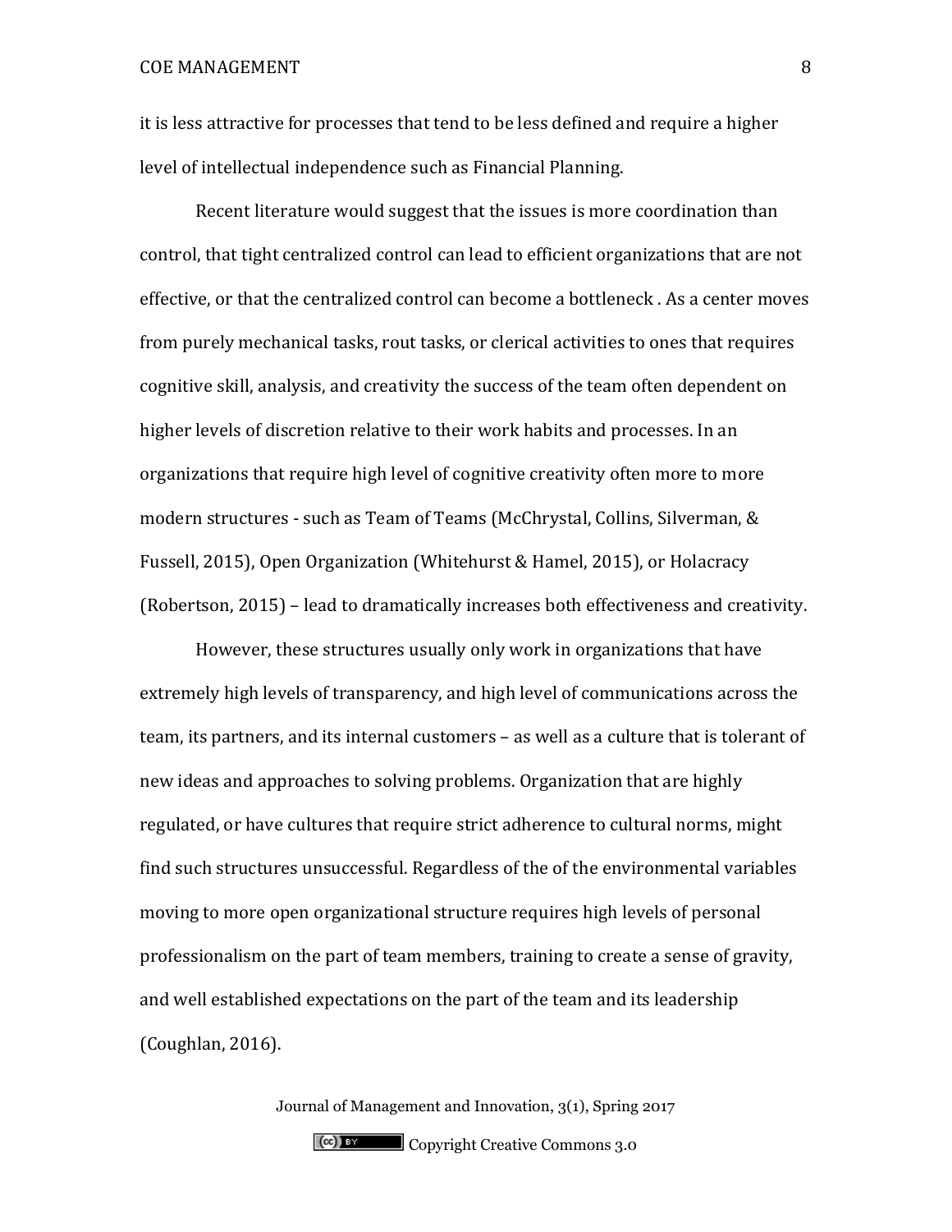it is less attractive for processes that tend to be less defined and require a higher level of intellectual independence such as Financial Planning.

Recent literature would suggest that the issues is more coordination than control, that tight centralized control can lead to efficient organizations that are not effective, or that the centralized control can become a bottleneck . As a center moves from purely mechanical tasks, rout tasks, or clerical activities to ones that requires cognitive skill, analysis, and creativity the success of the team often dependent on higher levels of discretion relative to their work habits and processes. In an organizations that require high level of cognitive creativity often more to more modern structures - such as Team of Teams (McChrystal, Collins, Silverman, & Fussell, 2015), Open Organization (Whitehurst & Hamel, 2015), or Holacracy (Robertson, 2015) – lead to dramatically increases both effectiveness and creativity.

However, these structures usually only work in organizations that have extremely high levels of transparency, and high level of communications across the team, its partners, and its internal customers – as well as a culture that is tolerant of new ideas and approaches to solving problems. Organization that are highly regulated, or have cultures that require strict adherence to cultural norms, might find such structures unsuccessful. Regardless of the of the environmental variables moving to more open organizational structure requires high levels of personal professionalism on the part of team members, training to create a sense of gravity, and well established expectations on the part of the team and its leadership (Coughlan, 2016).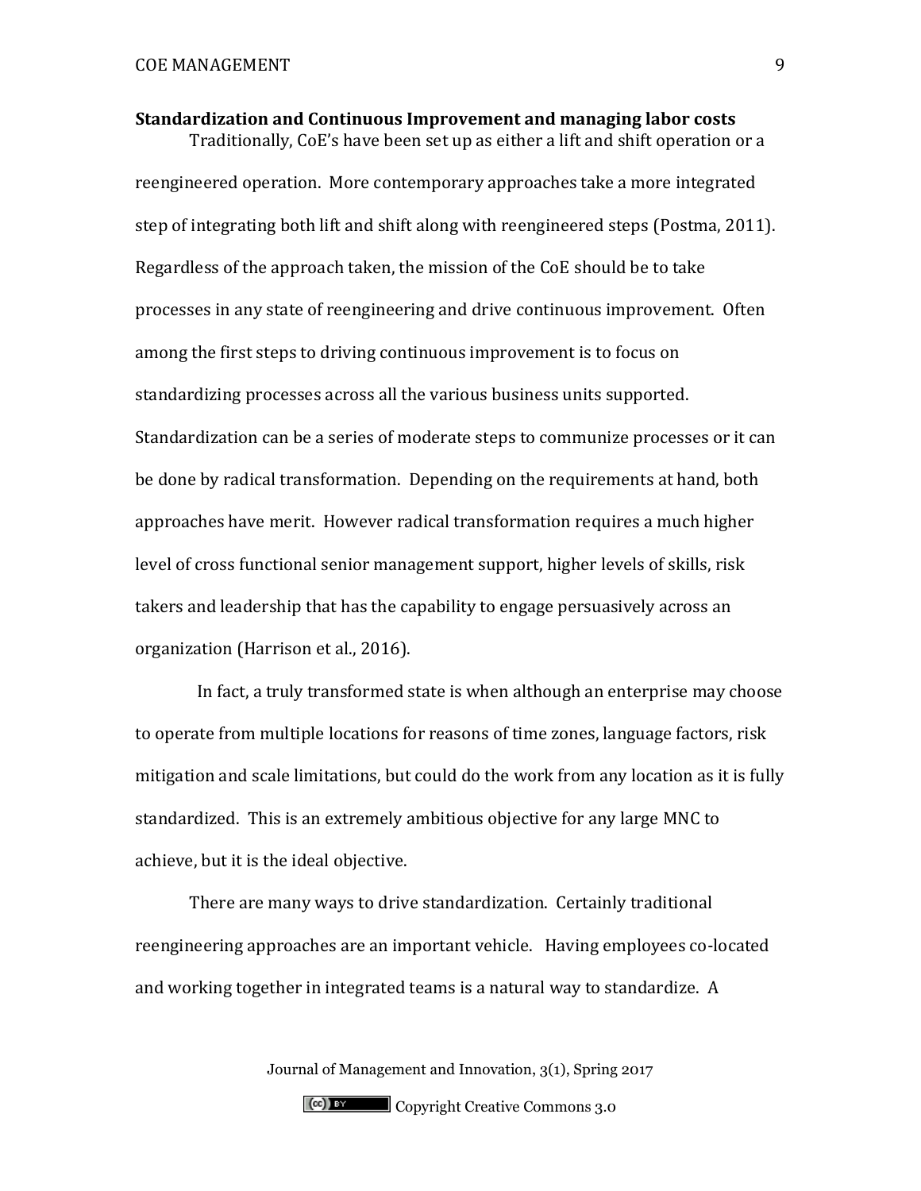**Standardization and Continuous Improvement and managing labor costs**

Traditionally, CoE's have been set up as either a lift and shift operation or a reengineered operation. More contemporary approaches take a more integrated step of integrating both lift and shift along with reengineered steps (Postma, 2011). Regardless of the approach taken, the mission of the CoE should be to take processes in any state of reengineering and drive continuous improvement. Often among the first steps to driving continuous improvement is to focus on standardizing processes across all the various business units supported. Standardization can be a series of moderate steps to communize processes or it can be done by radical transformation. Depending on the requirements at hand, both approaches have merit. However radical transformation requires a much higher level of cross functional senior management support, higher levels of skills, risk takers and leadership that has the capability to engage persuasively across an organization (Harrison et al., 2016).

In fact, a truly transformed state is when although an enterprise may choose to operate from multiple locations for reasons of time zones, language factors, risk mitigation and scale limitations, but could do the work from any location as it is fully standardized. This is an extremely ambitious objective for any large MNC to achieve, but it is the ideal objective.

There are many ways to drive standardization. Certainly traditional reengineering approaches are an important vehicle. Having employees co-located and working together in integrated teams is a natural way to standardize. A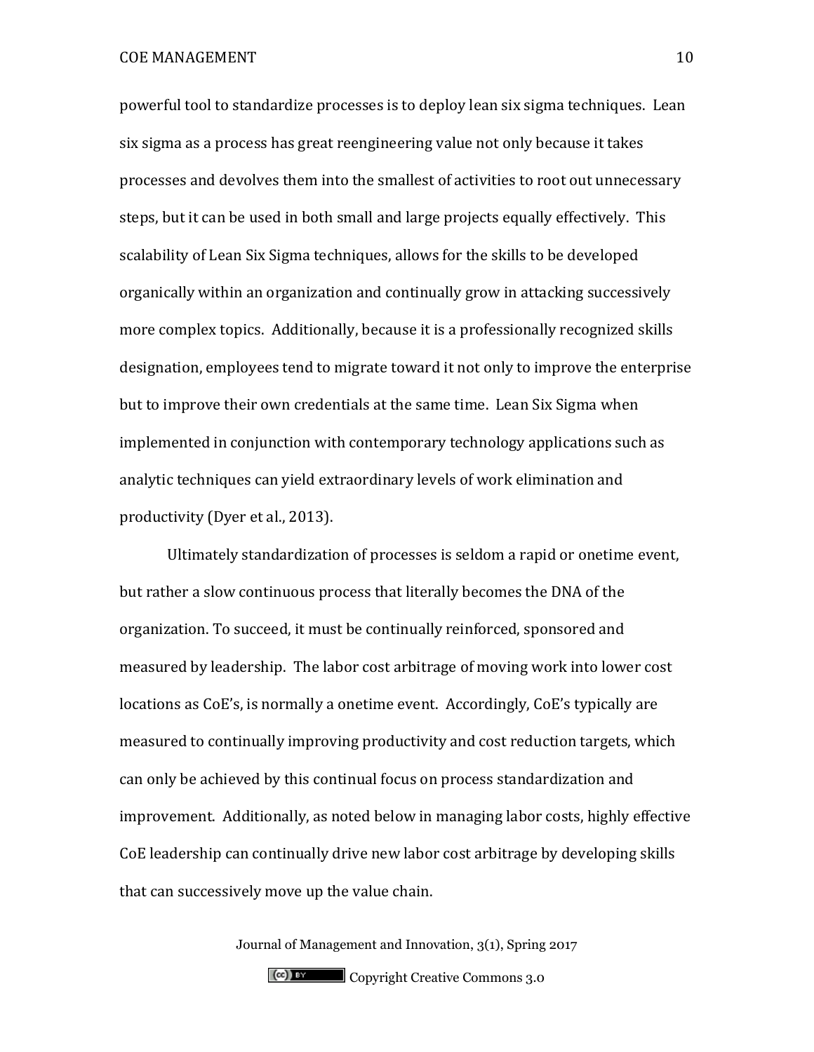powerful tool to standardize processes is to deploy lean six sigma techniques. Lean six sigma as a process has great reengineering value not only because it takes processes and devolves them into the smallest of activities to root out unnecessary steps, but it can be used in both small and large projects equally effectively. This scalability of Lean Six Sigma techniques, allows for the skills to be developed organically within an organization and continually grow in attacking successively more complex topics. Additionally, because it is a professionally recognized skills designation, employees tend to migrate toward it not only to improve the enterprise but to improve their own credentials at the same time. Lean Six Sigma when implemented in conjunction with contemporary technology applications such as analytic techniques can yield extraordinary levels of work elimination and productivity (Dyer et al., 2013).

Ultimately standardization of processes is seldom a rapid or onetime event, but rather a slow continuous process that literally becomes the DNA of the organization. To succeed, it must be continually reinforced, sponsored and measured by leadership. The labor cost arbitrage of moving work into lower cost locations as CoE's, is normally a onetime event. Accordingly, CoE's typically are measured to continually improving productivity and cost reduction targets, which can only be achieved by this continual focus on process standardization and improvement. Additionally, as noted below in managing labor costs, highly effective CoE leadership can continually drive new labor cost arbitrage by developing skills that can successively move up the value chain.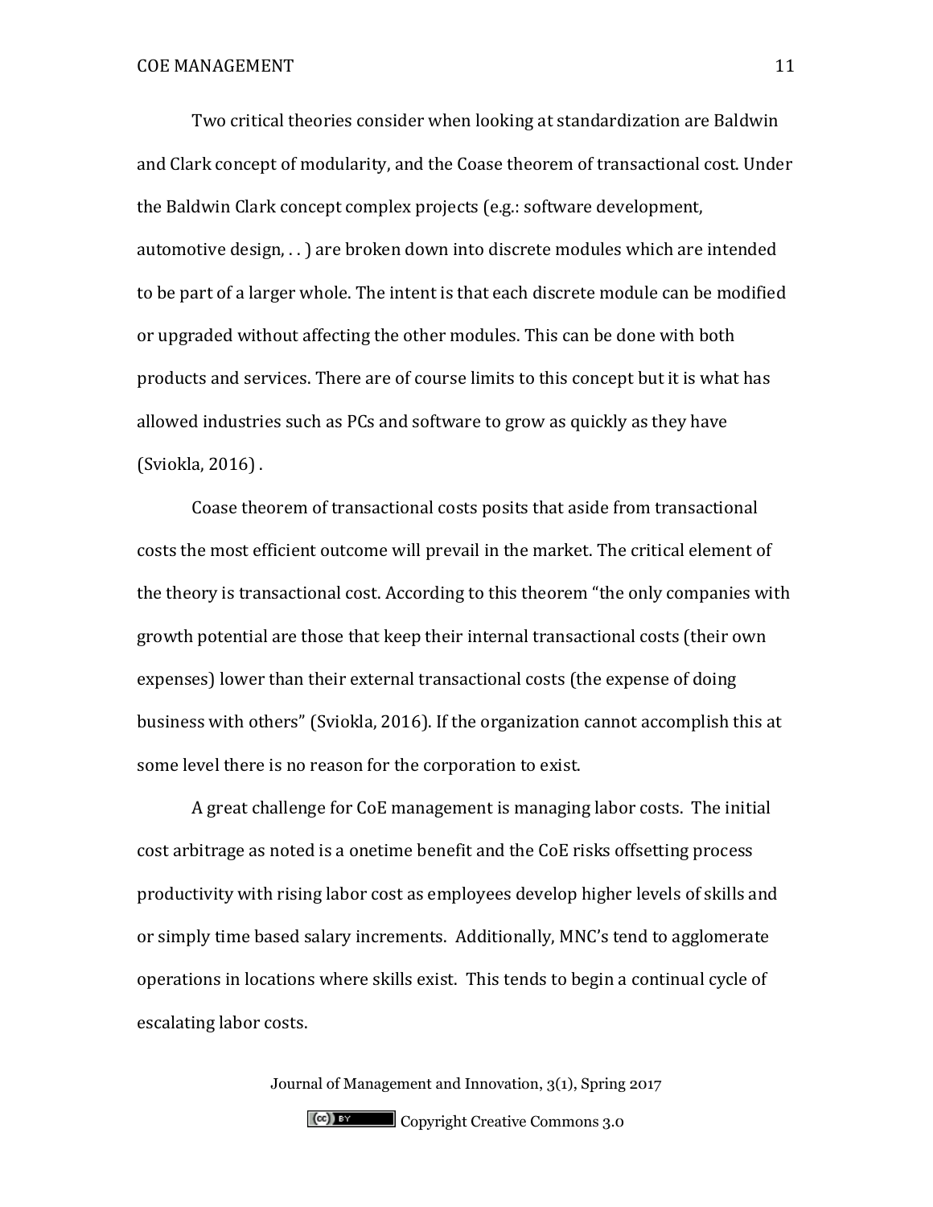Two critical theories consider when looking at standardization are Baldwin and Clark concept of modularity, and the Coase theorem of transactional cost. Under the Baldwin Clark concept complex projects (e.g.: software development, automotive design, . . ) are broken down into discrete modules which are intended to be part of a larger whole. The intent is that each discrete module can be modified or upgraded without affecting the other modules. This can be done with both products and services. There are of course limits to this concept but it is what has allowed industries such as PCs and software to grow as quickly as they have (Sviokla, 2016) .

Coase theorem of transactional costs posits that aside from transactional costs the most efficient outcome will prevail in the market. The critical element of the theory is transactional cost. According to this theorem "the only companies with growth potential are those that keep their internal transactional costs (their own expenses) lower than their external transactional costs (the expense of doing business with others" (Sviokla, 2016). If the organization cannot accomplish this at some level there is no reason for the corporation to exist.

A great challenge for CoE management is managing labor costs. The initial cost arbitrage as noted is a onetime benefit and the CoE risks offsetting process productivity with rising labor cost as employees develop higher levels of skills and or simply time based salary increments. Additionally, MNC's tend to agglomerate operations in locations where skills exist. This tends to begin a continual cycle of escalating labor costs.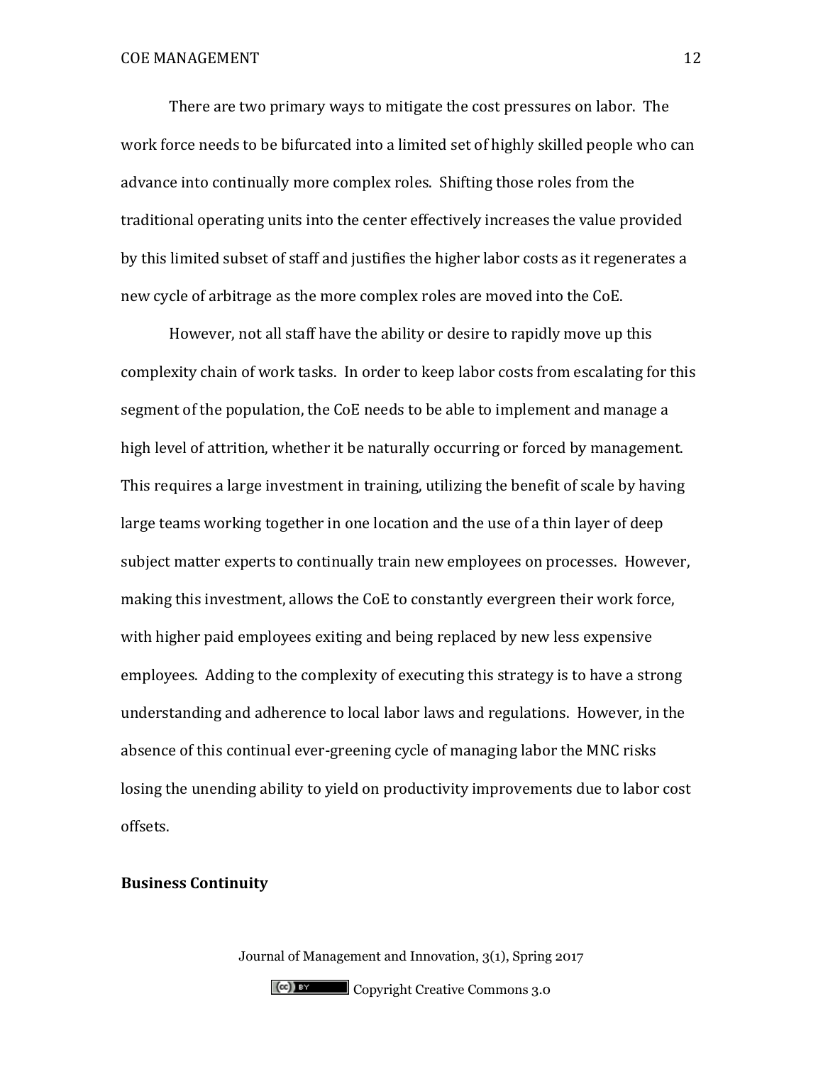There are two primary ways to mitigate the cost pressures on labor. The work force needs to be bifurcated into a limited set of highly skilled people who can advance into continually more complex roles. Shifting those roles from the traditional operating units into the center effectively increases the value provided by this limited subset of staff and justifies the higher labor costs as it regenerates a new cycle of arbitrage as the more complex roles are moved into the CoE.

However, not all staff have the ability or desire to rapidly move up this complexity chain of work tasks. In order to keep labor costs from escalating for this segment of the population, the CoE needs to be able to implement and manage a high level of attrition, whether it be naturally occurring or forced by management. This requires a large investment in training, utilizing the benefit of scale by having large teams working together in one location and the use of a thin layer of deep subject matter experts to continually train new employees on processes. However, making this investment, allows the CoE to constantly evergreen their work force, with higher paid employees exiting and being replaced by new less expensive employees. Adding to the complexity of executing this strategy is to have a strong understanding and adherence to local labor laws and regulations. However, in the absence of this continual ever-greening cycle of managing labor the MNC risks losing the unending ability to yield on productivity improvements due to labor cost offsets.

**Business Continuity**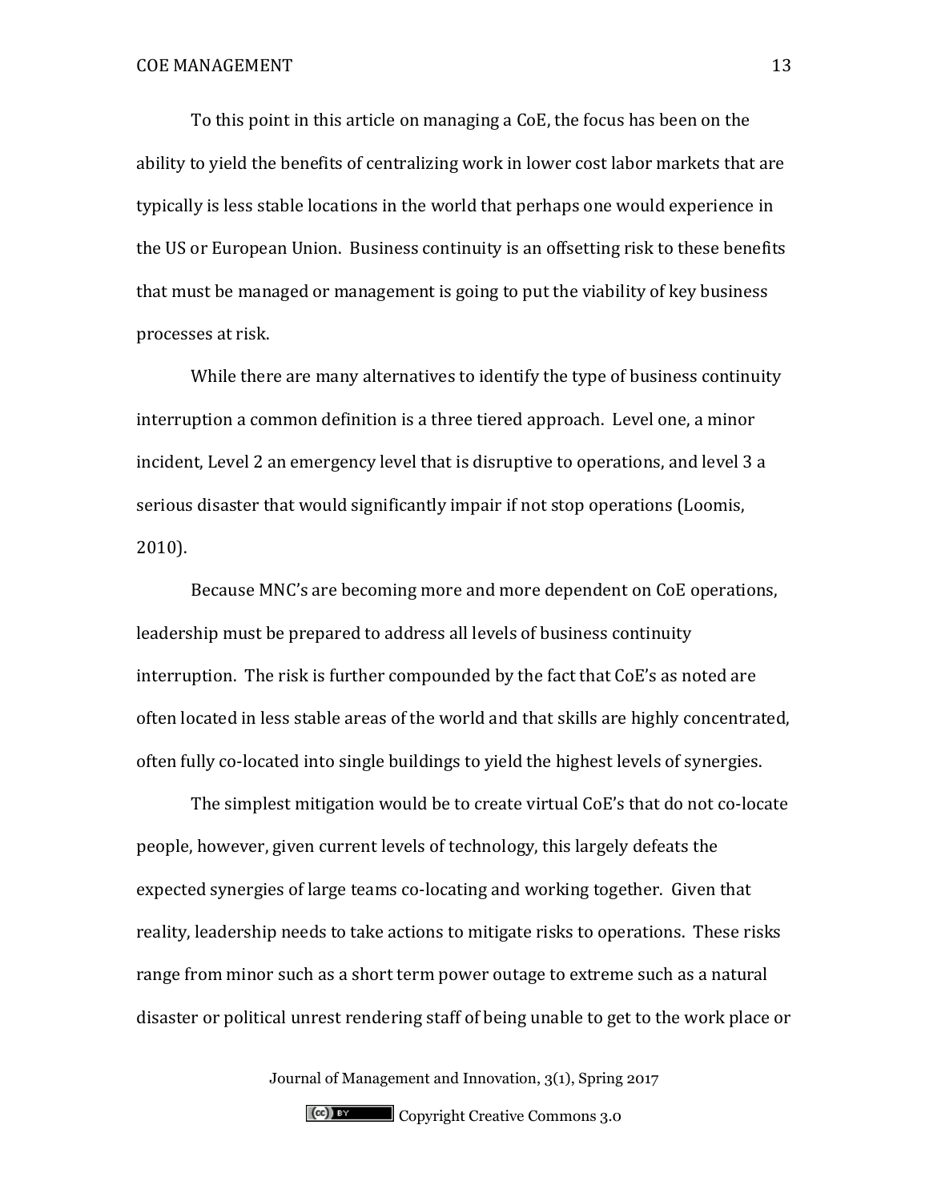To this point in this article on managing a CoE, the focus has been on the ability to yield the benefits of centralizing work in lower cost labor markets that are typically is less stable locations in the world that perhaps one would experience in the US or European Union. Business continuity is an offsetting risk to these benefits that must be managed or management is going to put the viability of key business processes at risk.

While there are many alternatives to identify the type of business continuity interruption a common definition is a three tiered approach. Level one, a minor incident, Level 2 an emergency level that is disruptive to operations, and level 3 a serious disaster that would significantly impair if not stop operations (Loomis, 2010).

Because MNC's are becoming more and more dependent on CoE operations, leadership must be prepared to address all levels of business continuity interruption. The risk is further compounded by the fact that CoE's as noted are often located in less stable areas of the world and that skills are highly concentrated, often fully co-located into single buildings to yield the highest levels of synergies.

The simplest mitigation would be to create virtual CoE's that do not co-locate people, however, given current levels of technology, this largely defeats the expected synergies of large teams co-locating and working together. Given that reality, leadership needs to take actions to mitigate risks to operations. These risks range from minor such as a short term power outage to extreme such as a natural disaster or political unrest rendering staff of being unable to get to the work place or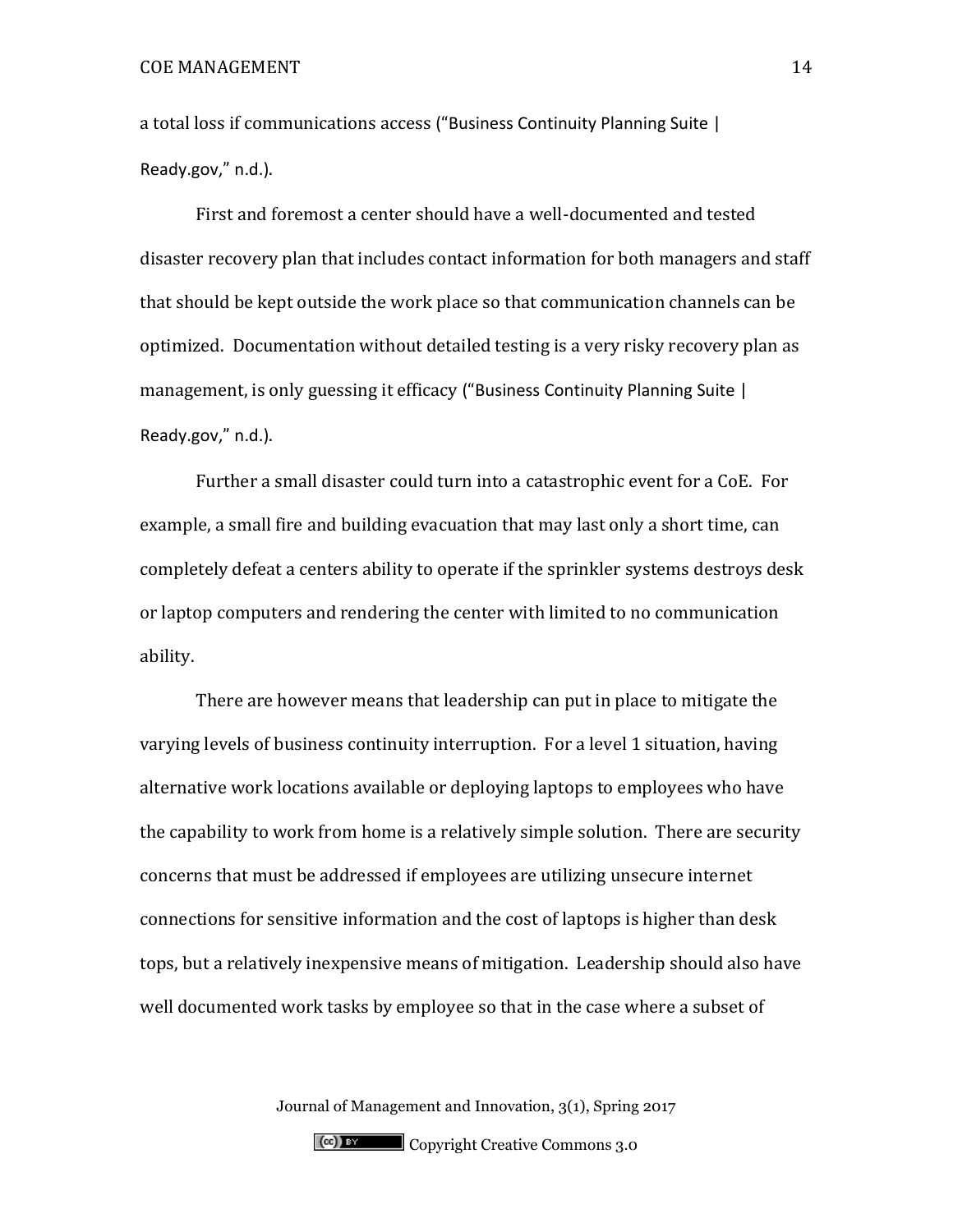a total loss if communications access (“Business Continuity Planning Suite | Ready.gov,” n.d.).

First and foremost a center should have a well-documented and tested disaster recovery plan that includes contact information for both managers and staff that should be kept outside the work place so that communication channels can be optimized. Documentation without detailed testing is a very risky recovery plan as management, is only guessing it efficacy (“Business Continuity Planning Suite | Ready.gov,” n.d.).

Further a small disaster could turn into a catastrophic event for a CoE. For example, a small fire and building evacuation that may last only a short time, can completely defeat a centers ability to operate if the sprinkler systems destroys desk or laptop computers and rendering the center with limited to no communication ability.

There are however means that leadership can put in place to mitigate the varying levels of business continuity interruption. For a level 1 situation, having alternative work locations available or deploying laptops to employees who have the capability to work from home is a relatively simple solution. There are security concerns that must be addressed if employees are utilizing unsecure internet connections for sensitive information and the cost of laptops is higher than desk tops, but a relatively inexpensive means of mitigation. Leadership should also have well documented work tasks by employee so that in the case where a subset of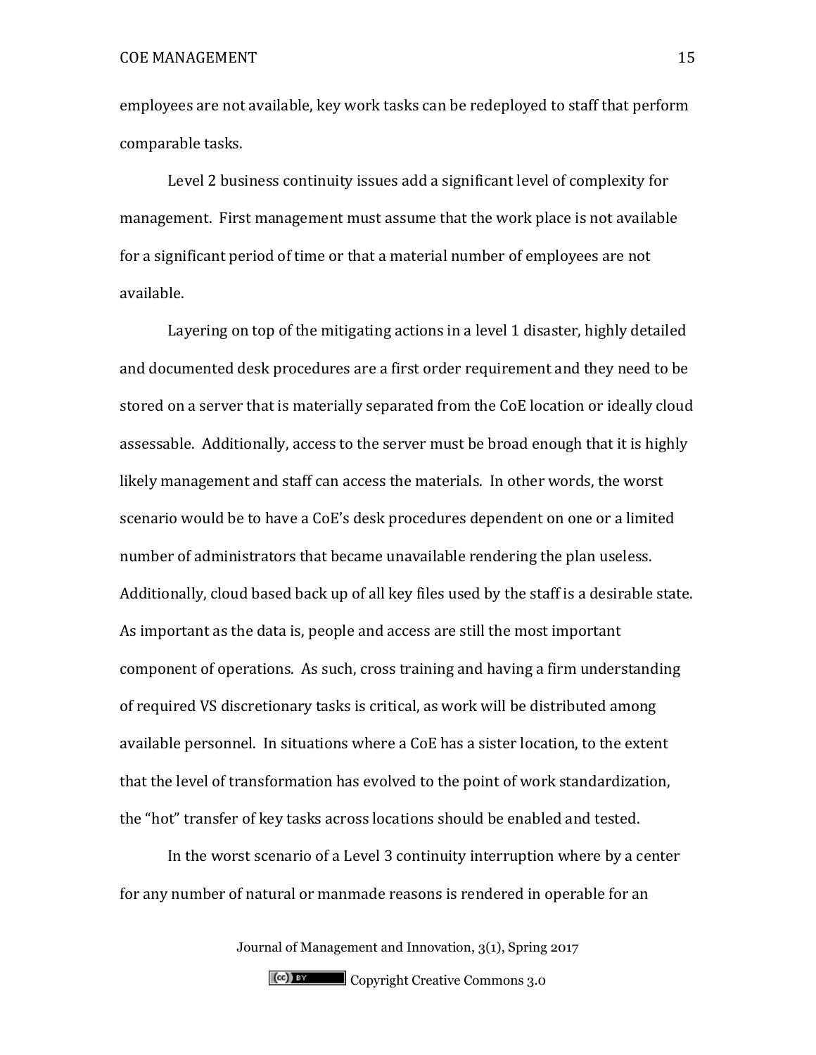employees are not available, key work tasks can be redeployed to staff that perform comparable tasks.

Level 2 business continuity issues add a significant level of complexity for management. First management must assume that the work place is not available for a significant period of time or that a material number of employees are not available.

Layering on top of the mitigating actions in a level 1 disaster, highly detailed and documented desk procedures are a first order requirement and they need to be stored on a server that is materially separated from the CoE location or ideally cloud assessable. Additionally, access to the server must be broad enough that it is highly likely management and staff can access the materials. In other words, the worst scenario would be to have a CoE's desk procedures dependent on one or a limited number of administrators that became unavailable rendering the plan useless. Additionally, cloud based back up of all key files used by the staff is a desirable state. As important as the data is, people and access are still the most important component of operations. As such, cross training and having a firm understanding of required VS discretionary tasks is critical, as work will be distributed among available personnel. In situations where a CoE has a sister location, to the extent that the level of transformation has evolved to the point of work standardization, the "hot" transfer of key tasks across locations should be enabled and tested.

In the worst scenario of a Level 3 continuity interruption where by a center for any number of natural or manmade reasons is rendered in operable for an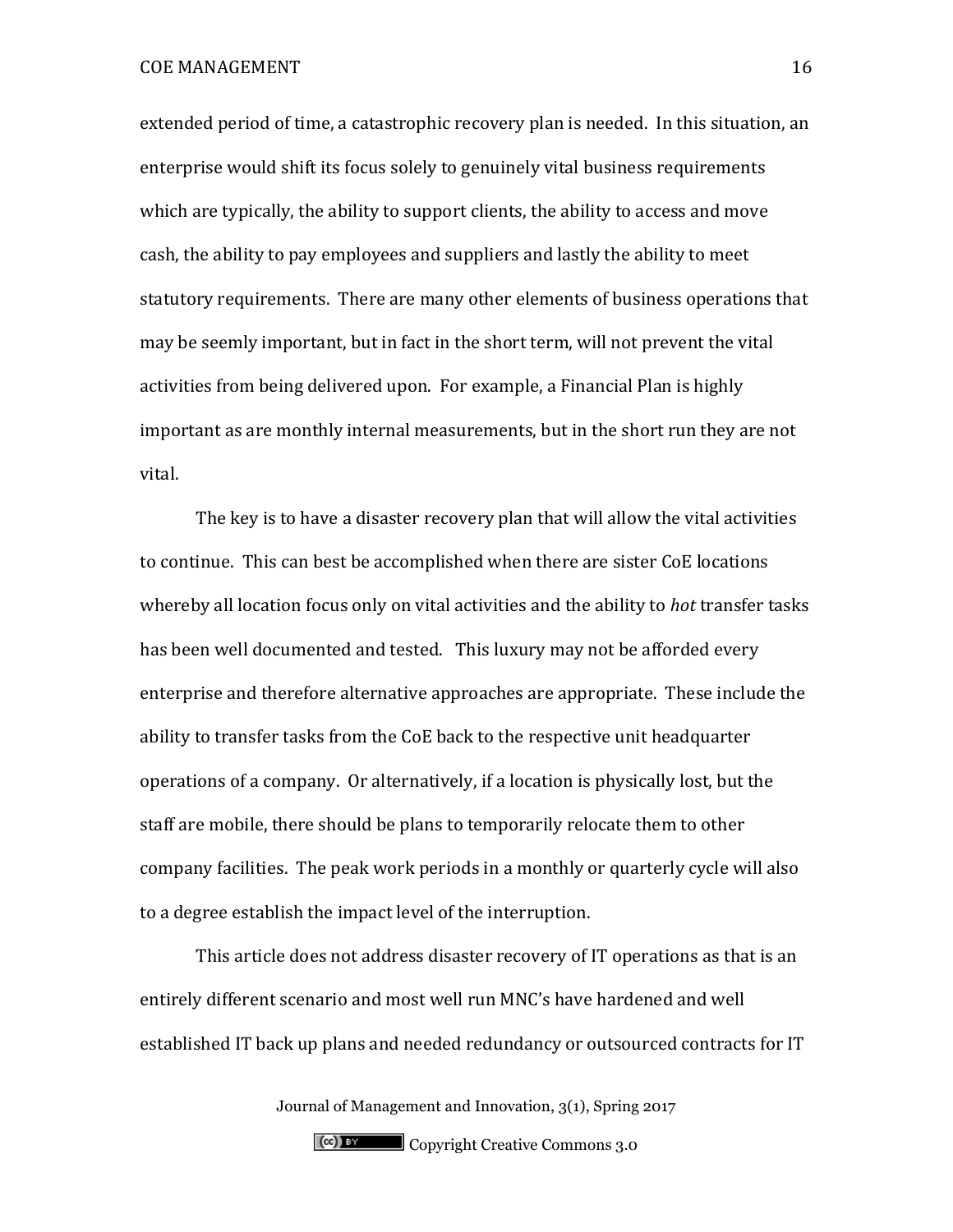extended period of time, a catastrophic recovery plan is needed. In this situation, an enterprise would shift its focus solely to genuinely vital business requirements which are typically, the ability to support clients, the ability to access and move cash, the ability to pay employees and suppliers and lastly the ability to meet statutory requirements. There are many other elements of business operations that may be seemly important, but in fact in the short term, will not prevent the vital activities from being delivered upon. For example, a Financial Plan is highly important as are monthly internal measurements, but in the short run they are not vital.

The key is to have a disaster recovery plan that will allow the vital activities to continue. This can best be accomplished when there are sister CoE locations whereby all location focus only on vital activities and the ability to *hot* transfer tasks has been well documented and tested. This luxury may not be afforded every enterprise and therefore alternative approaches are appropriate. These include the ability to transfer tasks from the CoE back to the respective unit headquarter operations of a company. Or alternatively, if a location is physically lost, but the staff are mobile, there should be plans to temporarily relocate them to other company facilities. The peak work periods in a monthly or quarterly cycle will also to a degree establish the impact level of the interruption.

This article does not address disaster recovery of IT operations as that is an entirely different scenario and most well run MNC's have hardened and well established IT back up plans and needed redundancy or outsourced contracts for IT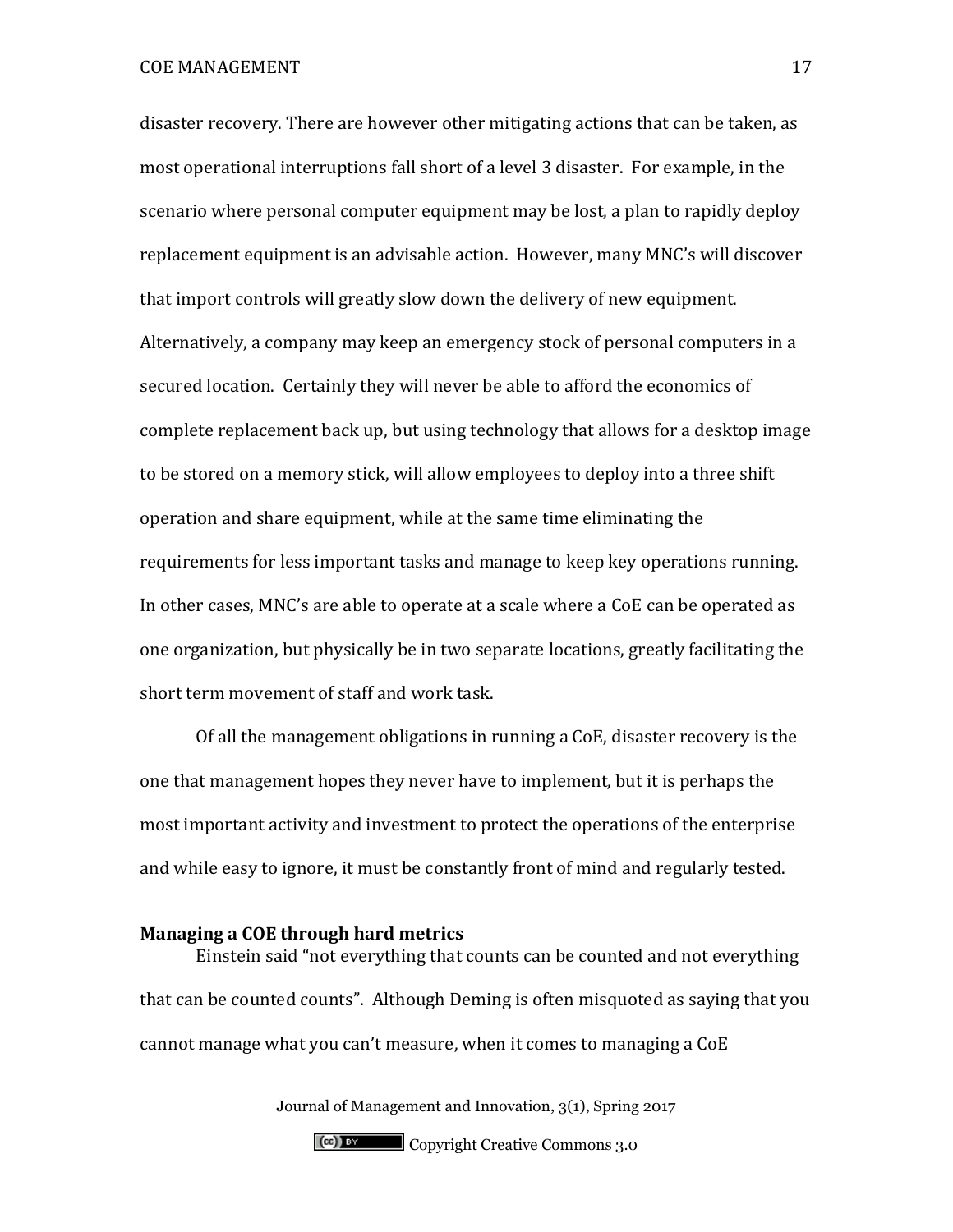disaster recovery. There are however other mitigating actions that can be taken, as most operational interruptions fall short of a level 3 disaster. For example, in the scenario where personal computer equipment may be lost, a plan to rapidly deploy replacement equipment is an advisable action. However, many MNC's will discover that import controls will greatly slow down the delivery of new equipment. Alternatively, a company may keep an emergency stock of personal computers in a secured location. Certainly they will never be able to afford the economics of complete replacement back up, but using technology that allows for a desktop image to be stored on a memory stick, will allow employees to deploy into a three shift operation and share equipment, while at the same time eliminating the requirements for less important tasks and manage to keep key operations running. In other cases, MNC's are able to operate at a scale where a CoE can be operated as one organization, but physically be in two separate locations, greatly facilitating the short term movement of staff and work task.

Of all the management obligations in running a CoE, disaster recovery is the one that management hopes they never have to implement, but it is perhaps the most important activity and investment to protect the operations of the enterprise and while easy to ignore, it must be constantly front of mind and regularly tested.

**Managing a COE through hard metrics**

Einstein said "not everything that counts can be counted and not everything that can be counted counts". Although Deming is often misquoted as saying that you cannot manage what you can't measure, when it comes to managing a CoE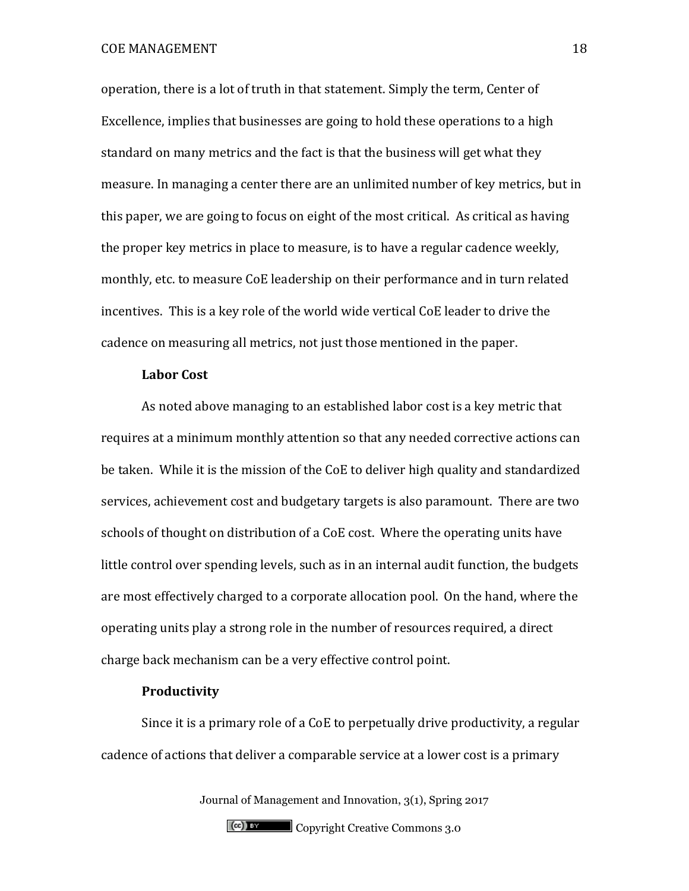operation, there is a lot of truth in that statement. Simply the term, Center of Excellence, implies that businesses are going to hold these operations to a high standard on many metrics and the fact is that the business will get what they measure. In managing a center there are an unlimited number of key metrics, but in this paper, we are going to focus on eight of the most critical. As critical as having the proper key metrics in place to measure, is to have a regular cadence weekly, monthly, etc. to measure CoE leadership on their performance and in turn related incentives. This is a key role of the world wide vertical CoE leader to drive the cadence on measuring all metrics, not just those mentioned in the paper.

**Labor Cost**

As noted above managing to an established labor cost is a key metric that requires at a minimum monthly attention so that any needed corrective actions can be taken. While it is the mission of the CoE to deliver high quality and standardized services, achievement cost and budgetary targets is also paramount. There are two schools of thought on distribution of a CoE cost. Where the operating units have little control over spending levels, such as in an internal audit function, the budgets are most effectively charged to a corporate allocation pool. On the hand, where the operating units play a strong role in the number of resources required, a direct charge back mechanism can be a very effective control point.

**Productivity**

Since it is a primary role of a CoE to perpetually drive productivity, a regular cadence of actions that deliver a comparable service at a lower cost is a primary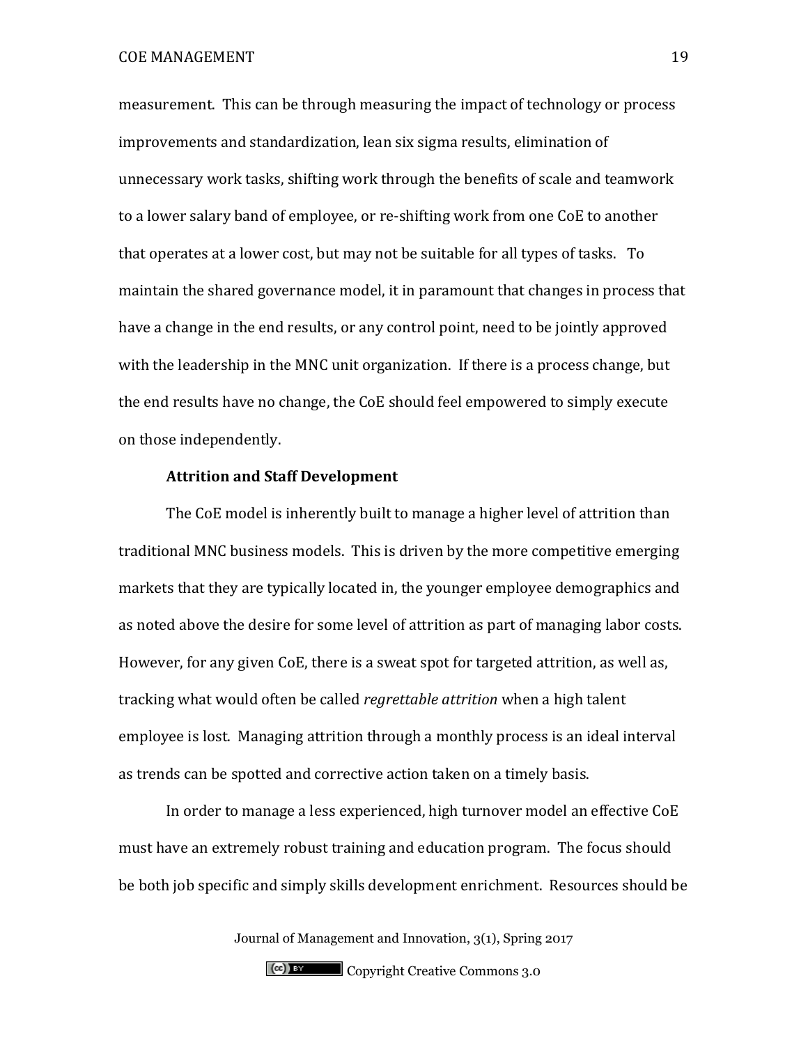measurement. This can be through measuring the impact of technology or process improvements and standardization, lean six sigma results, elimination of unnecessary work tasks, shifting work through the benefits of scale and teamwork to a lower salary band of employee, or re-shifting work from one CoE to another that operates at a lower cost, but may not be suitable for all types of tasks. To maintain the shared governance model, it in paramount that changes in process that have a change in the end results, or any control point, need to be jointly approved with the leadership in the MNC unit organization. If there is a process change, but the end results have no change, the CoE should feel empowered to simply execute on those independently.

**Attrition and Staff Development**

The CoE model is inherently built to manage a higher level of attrition than traditional MNC business models. This is driven by the more competitive emerging markets that they are typically located in, the younger employee demographics and as noted above the desire for some level of attrition as part of managing labor costs. However, for any given CoE, there is a sweat spot for targeted attrition, as well as, tracking what would often be called *regrettable attrition* when a high talent employee is lost. Managing attrition through a monthly process is an ideal interval as trends can be spotted and corrective action taken on a timely basis.

In order to manage a less experienced, high turnover model an effective CoE must have an extremely robust training and education program. The focus should be both job specific and simply skills development enrichment. Resources should be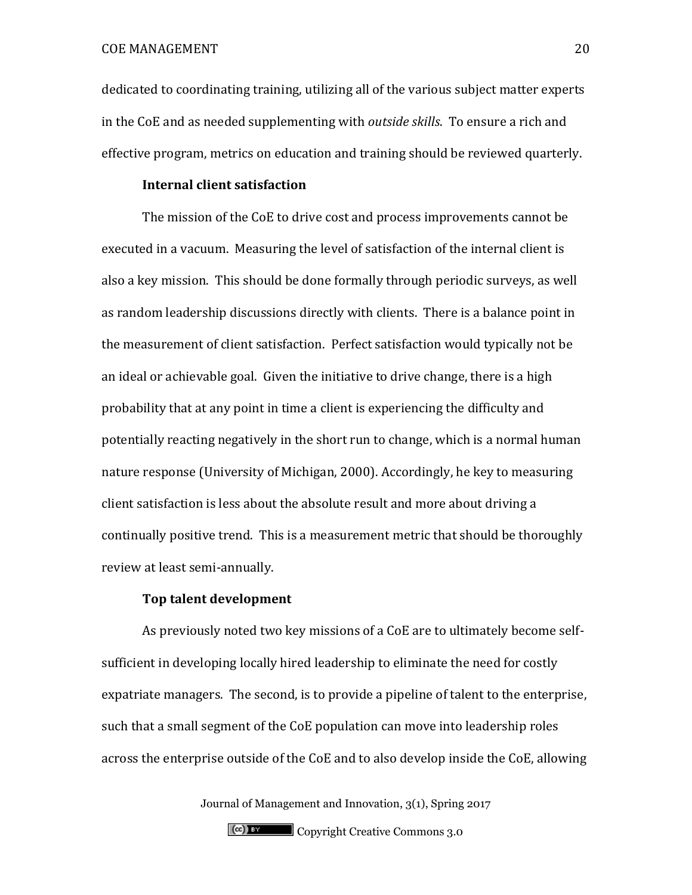dedicated to coordinating training, utilizing all of the various subject matter experts in the CoE and as needed supplementing with *outside skills*. To ensure a rich and effective program, metrics on education and training should be reviewed quarterly.

### Internal client satisfaction

The mission of the CoE to drive cost and process improvements cannot be executed in a vacuum. Measuring the level of satisfaction of the internal client is also a key mission. This should be done formally through periodic surveys, as well as random leadership discussions directly with clients. There is a balance point in the measurement of client satisfaction. Perfect satisfaction would typically not be an ideal or achievable goal. Given the initiative to drive change, there is a high probability that at any point in time a client is experiencing the difficulty and potentially reacting negatively in the short run to change, which is a normal human nature response (University of Michigan, 2000). Accordingly, he key to measuring client satisfaction is less about the absolute result and more about driving a continually positive trend. This is a measurement metric that should be thoroughly review at least semi-annually.

### Top talent development

As previously noted two key missions of a CoE are to ultimately become self-sufficient in developing locally hired leadership to eliminate the need for costly expatriate managers. The second, is to provide a pipeline of talent to the enterprise, such that a small segment of the CoE population can move into leadership roles across the enterprise outside of the CoE and to also develop inside the CoE, allowing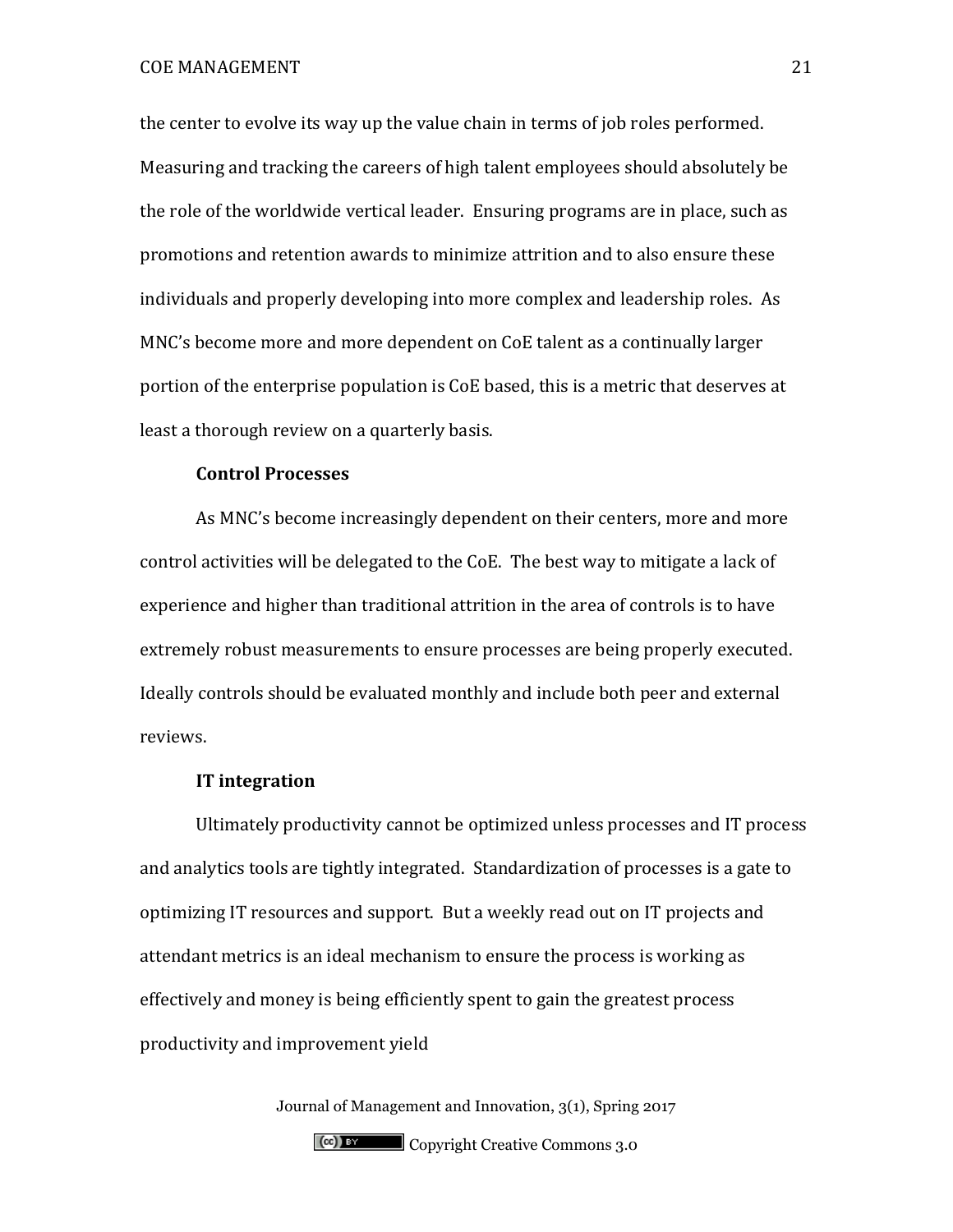the center to evolve its way up the value chain in terms of job roles performed. Measuring and tracking the careers of high talent employees should absolutely be the role of the worldwide vertical leader. Ensuring programs are in place, such as promotions and retention awards to minimize attrition and to also ensure these individuals and properly developing into more complex and leadership roles. As MNC's become more and more dependent on CoE talent as a continually larger portion of the enterprise population is CoE based, this is a metric that deserves at least a thorough review on a quarterly basis.

**Control Processes**

As MNC's become increasingly dependent on their centers, more and more control activities will be delegated to the CoE. The best way to mitigate a lack of experience and higher than traditional attrition in the area of controls is to have extremely robust measurements to ensure processes are being properly executed. Ideally controls should be evaluated monthly and include both peer and external reviews.

**IT integration**

Ultimately productivity cannot be optimized unless processes and IT process and analytics tools are tightly integrated. Standardization of processes is a gate to optimizing IT resources and support. But a weekly read out on IT projects and attendant metrics is an ideal mechanism to ensure the process is working as effectively and money is being efficiently spent to gain the greatest process productivity and improvement yield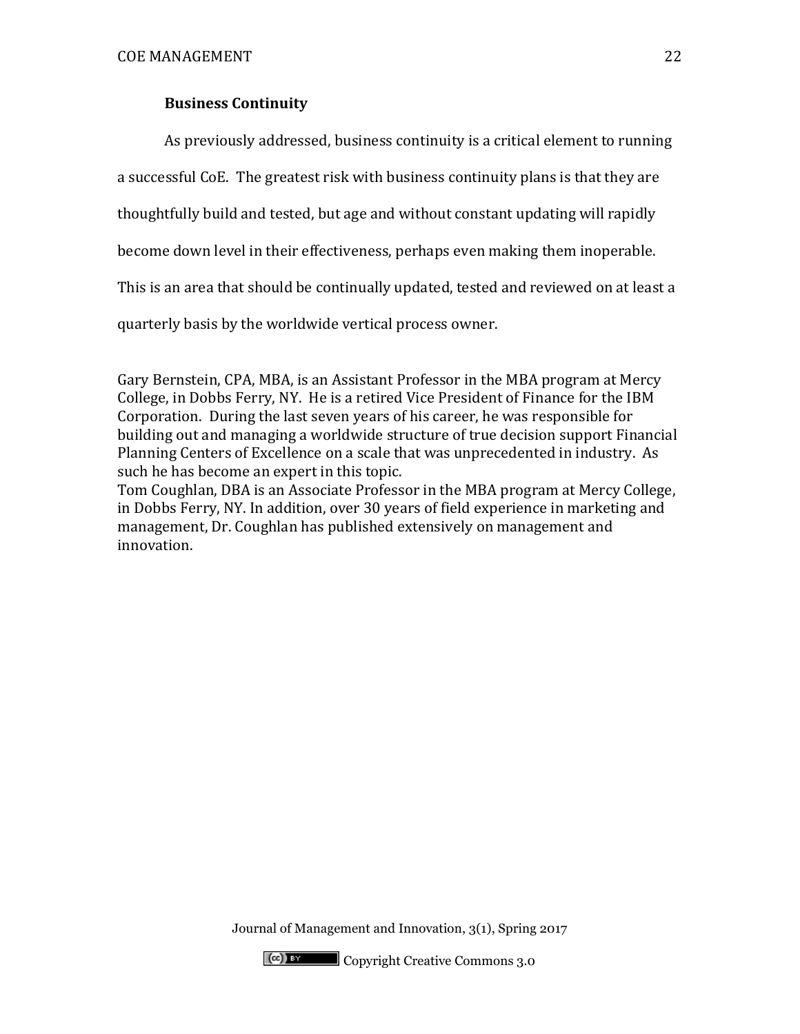## Business Continuity

As previously addressed, business continuity is a critical element to running a successful CoE. The greatest risk with business continuity plans is that they are thoughtfully build and tested, but age and without constant updating will rapidly become down level in their effectiveness, perhaps even making them inoperable. This is an area that should be continually updated, tested and reviewed on at least a quarterly basis by the worldwide vertical process owner.

Gary Bernstein, CPA, MBA, is an Assistant Professor in the MBA program at Mercy College, in Dobbs Ferry, NY. He is a retired Vice President of Finance for the IBM Corporation. During the last seven years of his career, he was responsible for building out and managing a worldwide structure of true decision support Financial Planning Centers of Excellence on a scale that was unprecedented in industry. As such he has become an expert in this topic.

Tom Coughlan, DBA is an Associate Professor in the MBA program at Mercy College, in Dobbs Ferry, NY. In addition, over 30 years of field experience in marketing and management, Dr. Coughlan has published extensively on management and innovation.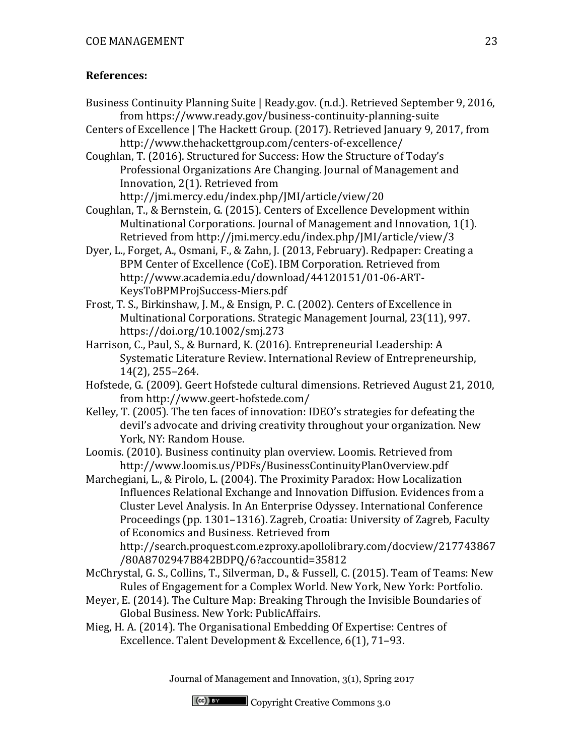**References:**

Business Continuity Planning Suite | Ready.gov. (n.d.). Retrieved September 9, 2016, from https://www.ready.gov/business-continuity-planning-suite

Centers of Excellence | The Hackett Group. (2017). Retrieved January 9, 2017, from http://www.thehackettgroup.com/centers-of-excellence/

Coughlan, T. (2016). Structured for Success: How the Structure of Today's Professional Organizations Are Changing. Journal of Management and Innovation, 2(1). Retrieved from http://jmi.mercy.edu/index.php/JMI/article/view/20

Coughlan, T., & Bernstein, G. (2015). Centers of Excellence Development within Multinational Corporations. Journal of Management and Innovation, 1(1). Retrieved from http://jmi.mercy.edu/index.php/JMI/article/view/3

Dyer, L., Forget, A., Osmani, F., & Zahn, J. (2013, February). Redpaper: Creating a BPM Center of Excellence (CoE). IBM Corporation. Retrieved from http://www.academia.edu/download/44120151/01-06-ART-KeysToBPMProjSuccess-Miers.pdf

Frost, T. S., Birkinshaw, J. M., & Ensign, P. C. (2002). Centers of Excellence in Multinational Corporations. Strategic Management Journal, 23(11), 997. https://doi.org/10.1002/smj.273

Harrison, C., Paul, S., & Burnard, K. (2016). Entrepreneurial Leadership: A Systematic Literature Review. International Review of Entrepreneurship, 14(2), 255–264.

Hofstede, G. (2009). Geert Hofstede cultural dimensions. Retrieved August 21, 2010, from http://www.geert-hofstede.com/

Kelley, T. (2005). The ten faces of innovation: IDEO's strategies for defeating the devil's advocate and driving creativity throughout your organization. New York, NY: Random House.

Loomis. (2010). Business continuity plan overview. Loomis. Retrieved from http://www.loomis.us/PDFs/BusinessContinuityPlanOverview.pdf

Marchegiani, L., & Pirolo, L. (2004). The Proximity Paradox: How Localization Influences Relational Exchange and Innovation Diffusion. Evidences from a Cluster Level Analysis. In An Enterprise Odyssey. International Conference Proceedings (pp. 1301–1316). Zagreb, Croatia: University of Zagreb, Faculty of Economics and Business. Retrieved from http://search.proquest.com.ezproxy.apollolibrary.com/docview/217743867/80A8702947B842BDPQ/6?accountid=35812

McChrystal, G. S., Collins, T., Silverman, D., & Fussell, C. (2015). Team of Teams: New Rules of Engagement for a Complex World. New York, New York: Portfolio.

Meyer, E. (2014). The Culture Map: Breaking Through the Invisible Boundaries of Global Business. New York: PublicAffairs.

Mieg, H. A. (2014). The Organisational Embedding Of Expertise: Centres of Excellence. Talent Development & Excellence, 6(1), 71–93.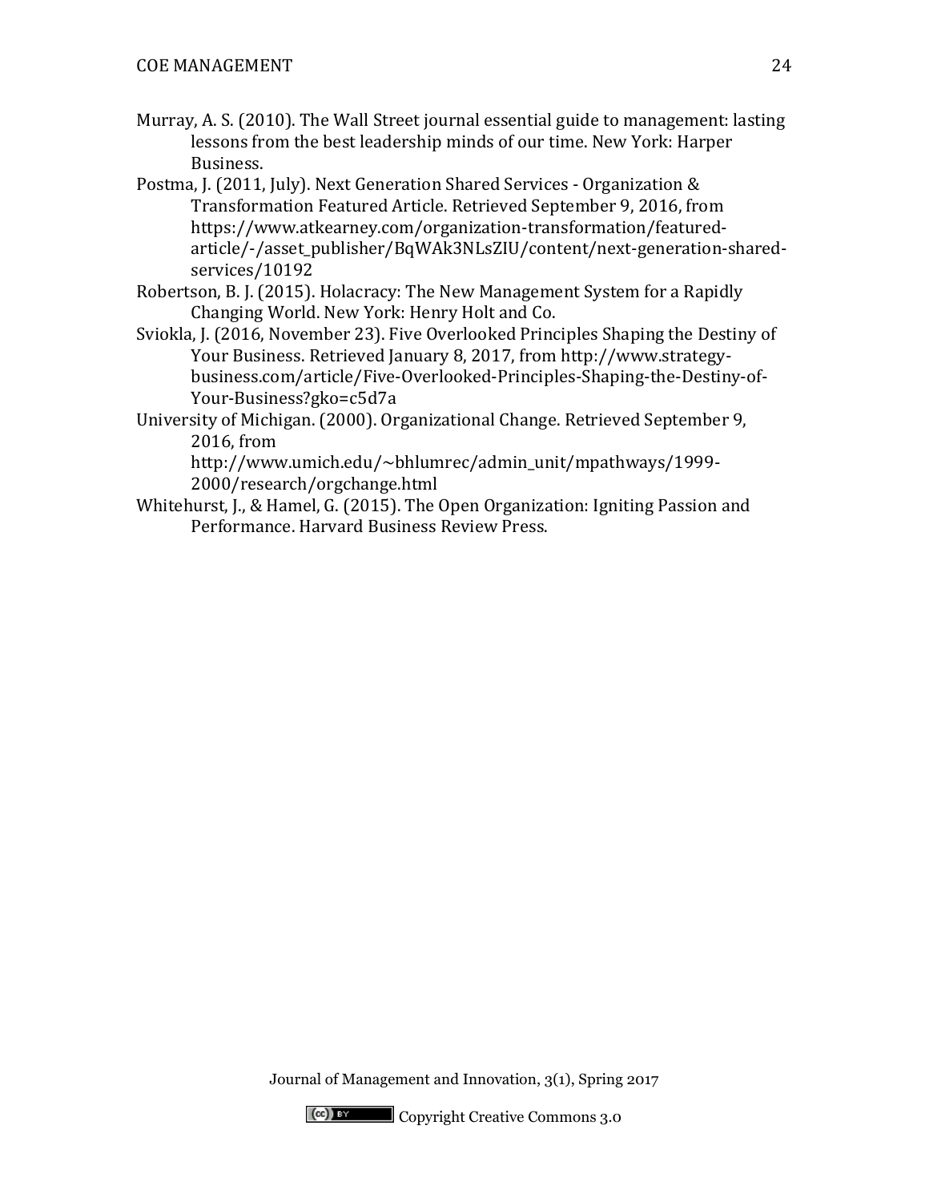Murray, A. S. (2010). The Wall Street journal essential guide to management: lasting lessons from the best leadership minds of our time. New York: Harper Business.

Postma, J. (2011, July). Next Generation Shared Services - Organization & Transformation Featured Article. Retrieved September 9, 2016, from https://www.atkearney.com/organization-transformation/featured-article/-/asset_publisher/BqWAk3NLsZIU/content/next-generation-shared-services/10192

Robertson, B. J. (2015). Holacracy: The New Management System for a Rapidly Changing World. New York: Henry Holt and Co.

Sviokla, J. (2016, November 23). Five Overlooked Principles Shaping the Destiny of Your Business. Retrieved January 8, 2017, from http://www.strategy-business.com/article/Five-Overlooked-Principles-Shaping-the-Destiny-of-Your-Business?gko=c5d7a

University of Michigan. (2000). Organizational Change. Retrieved September 9, 2016, from http://www.umich.edu/~bhlumrec/admin_unit/mpathways/1999-2000/research/orgchange.html

Whitehurst, J., & Hamel, G. (2015). The Open Organization: Igniting Passion and Performance. Harvard Business Review Press.